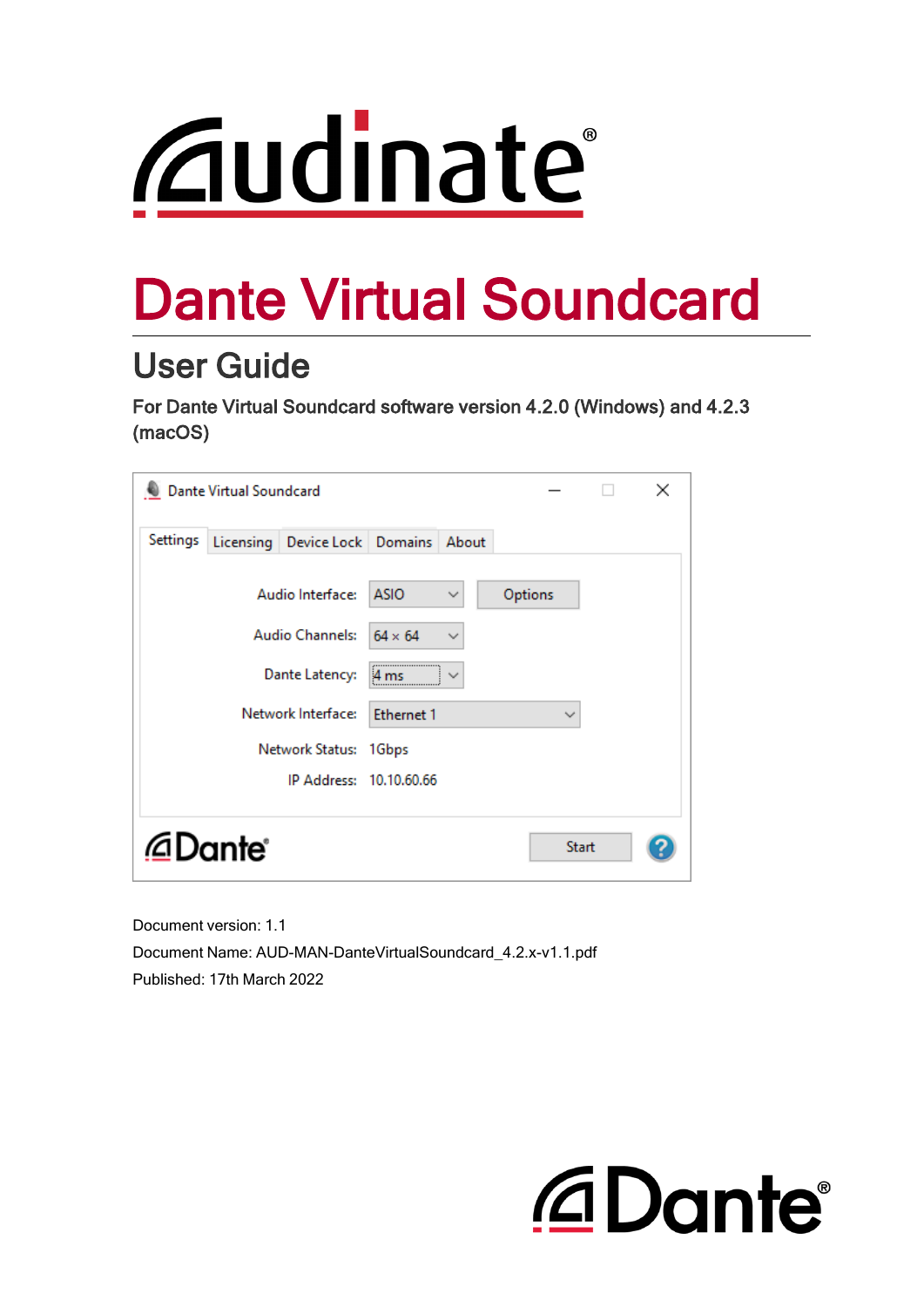# Dante Virtual Soundcard

## User Guide

For Dante Virtual Soundcard software version 4.2.0 (Windows) and 4.2.3 (macOS)

Document version: 1.1

Document Name: AUD-MAN-DanteVirtualSoundcard_4.2.x-v1.1.pdf

Published: 17th March 2022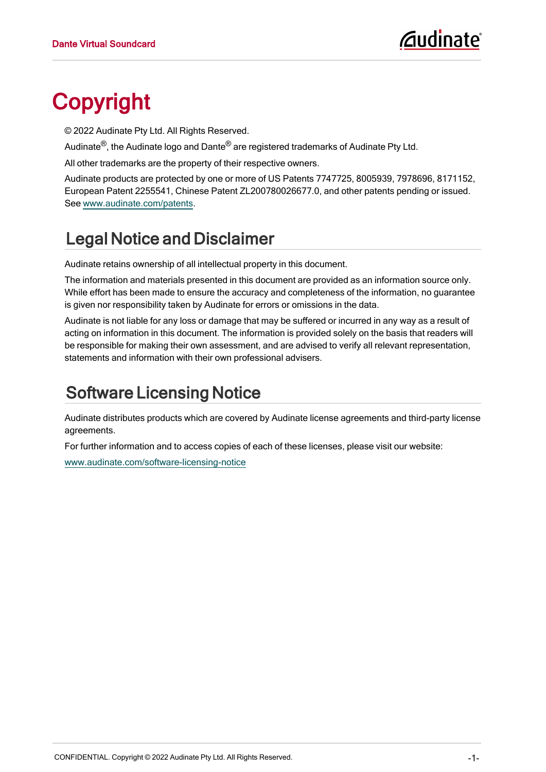# Copyright

© 2022 Audinate Pty Ltd. All Rights Reserved.

Audinate®, the Audinate logo and Dante® are registered trademarks of Audinate Pty Ltd.

All other trademarks are the property of their respective owners.

Audinate products are protected by one or more of US Patents 7747725, 8005939, 7978696, 8171152, European Patent 2255541, Chinese Patent ZL200780026677.0, and other patents pending or issued. See www.audinate.com/patents.

## Legal Notice and Disclaimer

Audinate retains ownership of all intellectual property in this document.

The information and materials presented in this document are provided as an information source only. While effort has been made to ensure the accuracy and completeness of the information, no guarantee is given nor responsibility taken by Audinate for errors or omissions in the data.

Audinate is not liable for any loss or damage that may be suffered or incurred in any way as a result of acting on information in this document. The information is provided solely on the basis that readers will be responsible for making their own assessment, and are advised to verify all relevant representation, statements and information with their own professional advisers.

## Software Licensing Notice

Audinate distributes products which are covered by Audinate license agreements and third-party license agreements.

For further information and to access copies of each of these licenses, please visit our website:

www.audinate.com/software-licensing-notice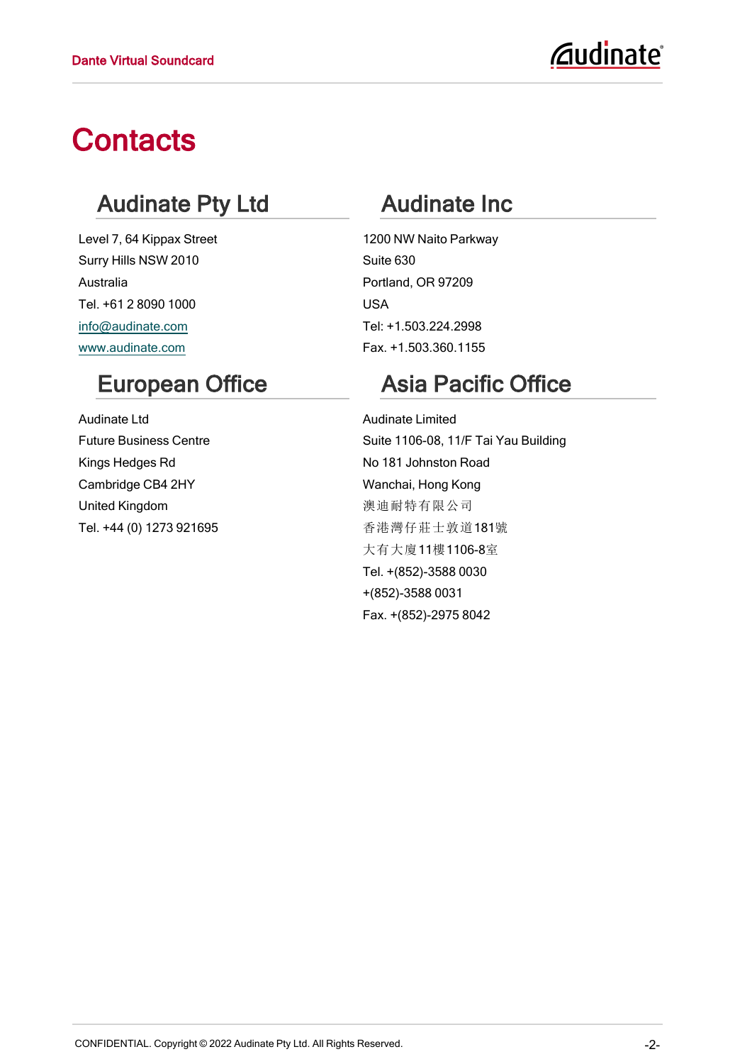# Contacts

## Audinate Pty Ltd

Level 7, 64 Kippax Street

Surry Hills NSW 2010

Australia

Tel. +61 2 8090 1000

info@audinate.com

www.audinate.com

## Audinate Inc

1200 NW Naito Parkway

Suite 630

Portland, OR 97209

USA

Tel: +1.503.224.2998

Fax. +1.503.360.1155

## European Office

Audinate Ltd

Future Business Centre

Kings Hedges Rd

Cambridge CB4 2HY

United Kingdom

Tel. +44 (0) 1273 921695

## Asia Pacific Office

Audinate Limited

Suite 1106-08, 11/F Tai Yau Building

No 181 Johnston Road

Wanchai, Hong Kong

澳迪耐特有限公司

香港灣仔莊士敦道181號

大有大廈11樓1106-8室

Tel. +(852)-3588 0030

+(852)-3588 0031

Fax. +(852)-2975 8042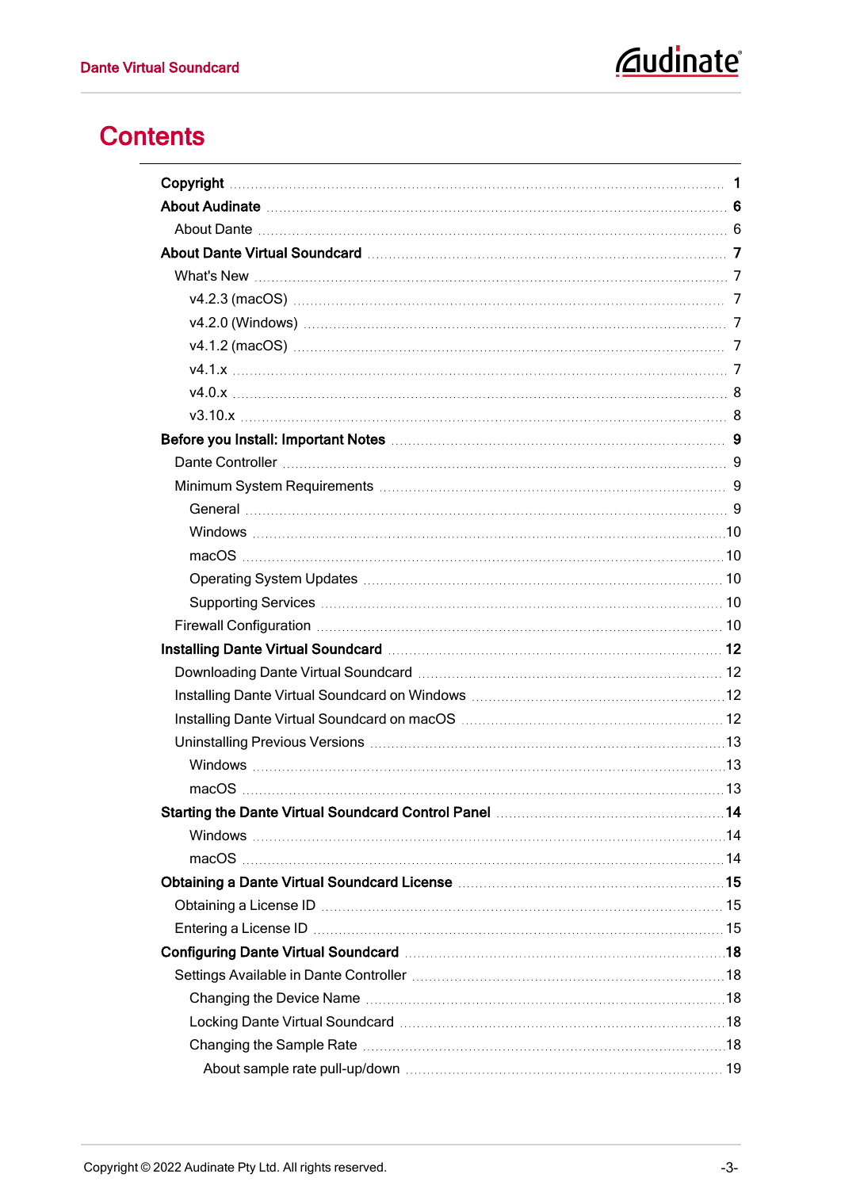# Contents

- **Copyright** 1
- **About Audinate** 6
  - About Dante 6
- **About Dante Virtual Soundcard** 7
  - What's New 7
    - v4.2.3 (macOS) 7
    - v4.2.0 (Windows) 7
    - v4.1.2 (macOS) 7
    - v4.1.x 7
    - v4.0.x 8
    - v3.10.x 8
- **Before you Install: Important Notes** 9
  - Dante Controller 9
  - Minimum System Requirements 9
    - General 9
    - Windows 10
    - macOS 10
    - Operating System Updates 10
    - Supporting Services 10
  - Firewall Configuration 10
- **Installing Dante Virtual Soundcard** 12
  - Downloading Dante Virtual Soundcard 12
  - Installing Dante Virtual Soundcard on Windows 12
  - Installing Dante Virtual Soundcard on macOS 12
  - Uninstalling Previous Versions 13
    - Windows 13
    - macOS 13
- **Starting the Dante Virtual Soundcard Control Panel** 14
    - Windows 14
    - macOS 14
- **Obtaining a Dante Virtual Soundcard License** 15
  - Obtaining a License ID 15
  - Entering a License ID 15
- **Configuring Dante Virtual Soundcard** 18
  - Settings Available in Dante Controller 18
    - Changing the Device Name 18
    - Locking Dante Virtual Soundcard 18
    - Changing the Sample Rate 18
      - About sample rate pull-up/down 19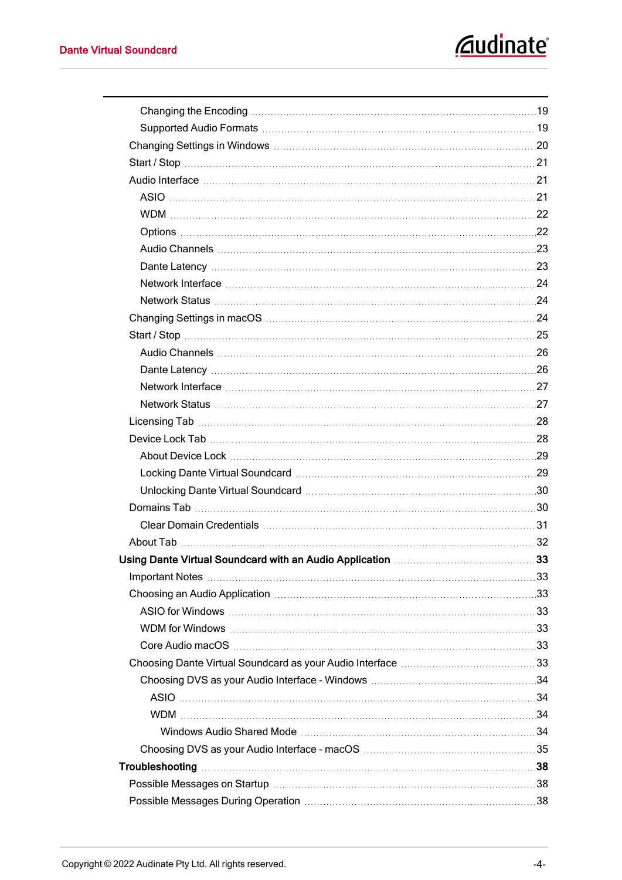- Changing the Encoding 19
- Supported Audio Formats 19
- Changing Settings in Windows 20
- Start / Stop 21
- Audio Interface 21
  - ASIO 21
  - WDM 22
  - Options 22
  - Audio Channels 23
  - Dante Latency 23
  - Network Interface 24
  - Network Status 24
- Changing Settings in macOS 24
- Start / Stop 25
  - Audio Channels 26
  - Dante Latency 26
  - Network Interface 27
  - Network Status 27
- Licensing Tab 28
- Device Lock Tab 28
  - About Device Lock 29
  - Locking Dante Virtual Soundcard 29
  - Unlocking Dante Virtual Soundcard 30
- Domains Tab 30
  - Clear Domain Credentials 31
- About Tab 32

**Using Dante Virtual Soundcard with an Audio Application 33**

- Important Notes 33
- Choosing an Audio Application 33
  - ASIO for Windows 33
  - WDM for Windows 33
  - Core Audio macOS 33
- Choosing Dante Virtual Soundcard as your Audio Interface 33
  - Choosing DVS as your Audio Interface - Windows 34
    - ASIO 34
    - WDM 34
      - Windows Audio Shared Mode 34
  - Choosing DVS as your Audio Interface - macOS 35

**Troubleshooting 38**

- Possible Messages on Startup 38
- Possible Messages During Operation 38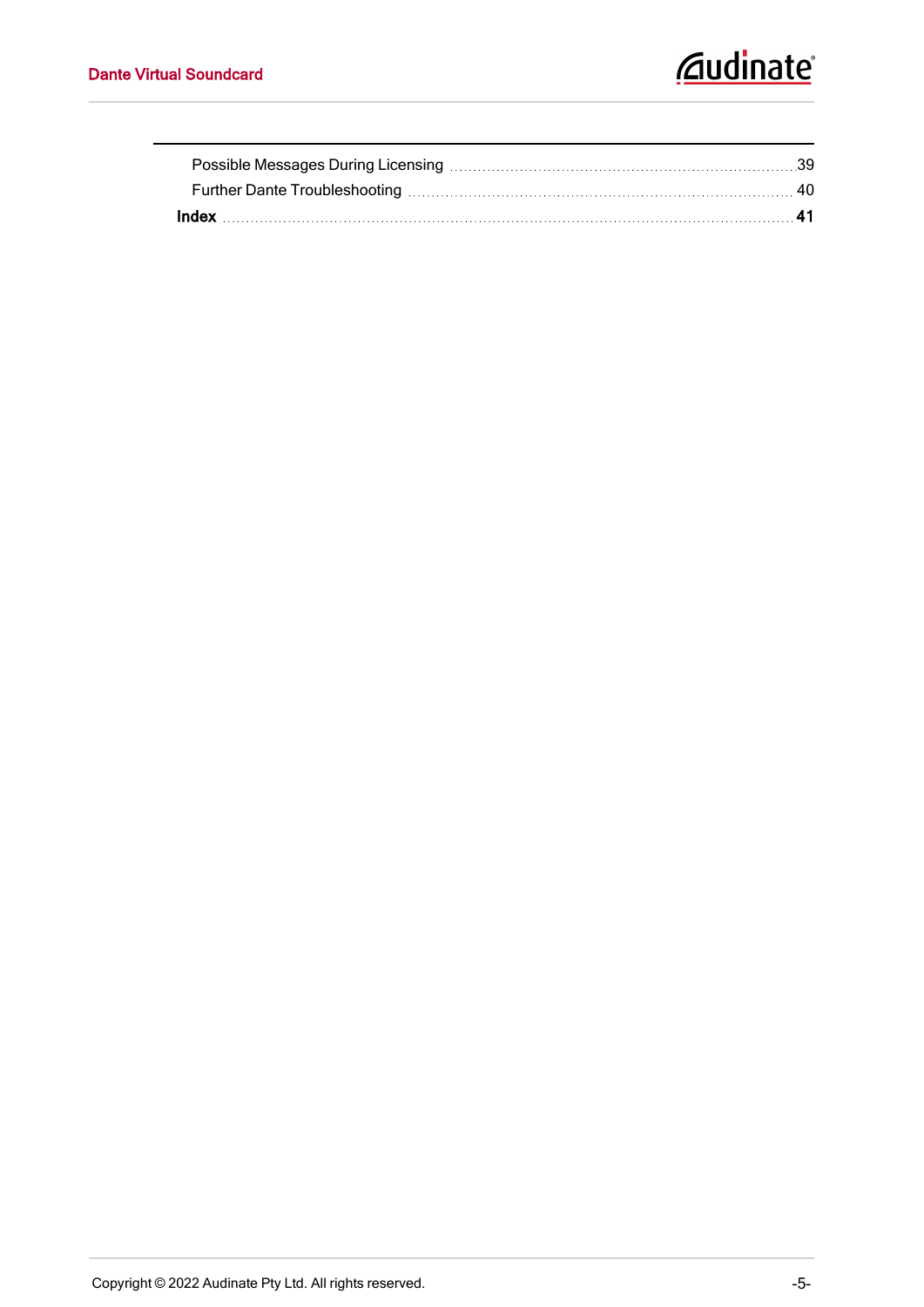Possible Messages During Licensing 39

Further Dante Troubleshooting 40

**Index 41**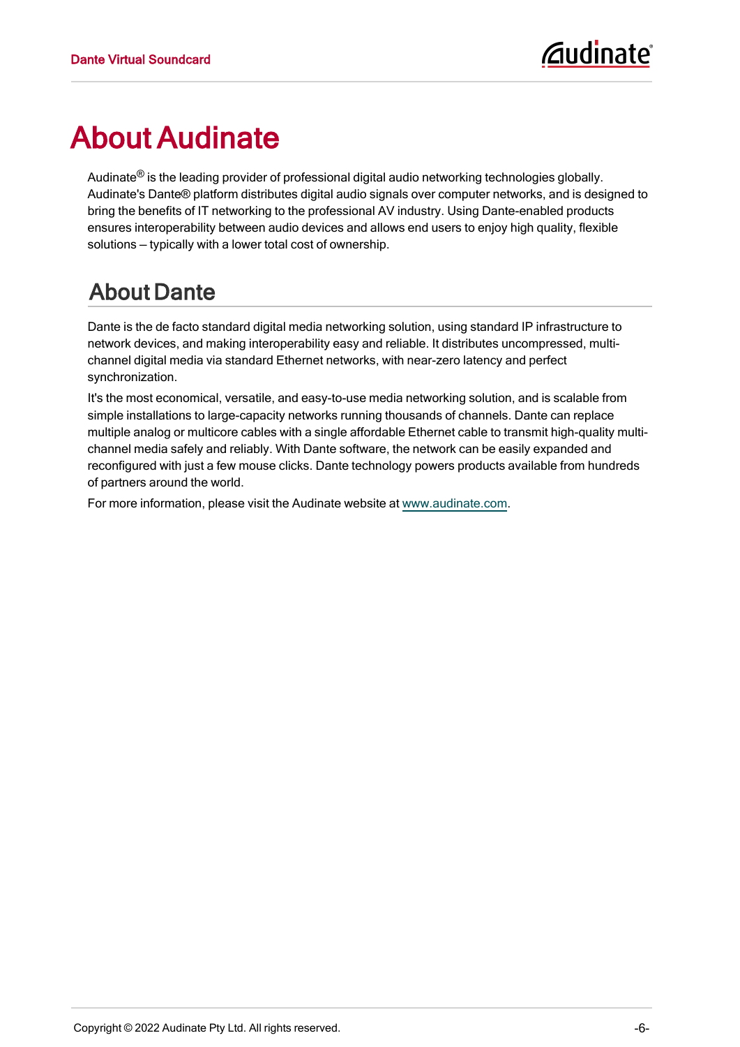# About Audinate

Audinate® is the leading provider of professional digital audio networking technologies globally. Audinate's Dante® platform distributes digital audio signals over computer networks, and is designed to bring the benefits of IT networking to the professional AV industry. Using Dante-enabled products ensures interoperability between audio devices and allows end users to enjoy high quality, flexible solutions – typically with a lower total cost of ownership.

## About Dante

Dante is the de facto standard digital media networking solution, using standard IP infrastructure to network devices, and making interoperability easy and reliable. It distributes uncompressed, multi-channel digital media via standard Ethernet networks, with near-zero latency and perfect synchronization.

It's the most economical, versatile, and easy-to-use media networking solution, and is scalable from simple installations to large-capacity networks running thousands of channels. Dante can replace multiple analog or multicore cables with a single affordable Ethernet cable to transmit high-quality multi-channel media safely and reliably. With Dante software, the network can be easily expanded and reconfigured with just a few mouse clicks. Dante technology powers products available from hundreds of partners around the world.

For more information, please visit the Audinate website at www.audinate.com.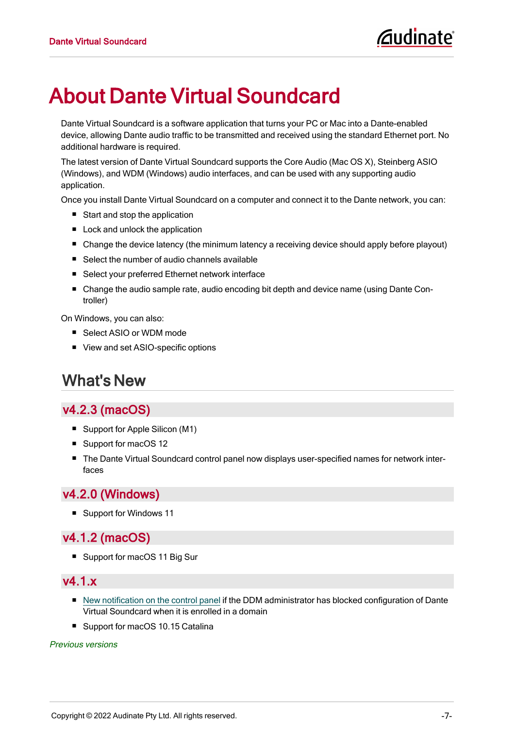# About Dante Virtual Soundcard

Dante Virtual Soundcard is a software application that turns your PC or Mac into a Dante-enabled device, allowing Dante audio traffic to be transmitted and received using the standard Ethernet port. No additional hardware is required.

The latest version of Dante Virtual Soundcard supports the Core Audio (Mac OS X), Steinberg ASIO (Windows), and WDM (Windows) audio interfaces, and can be used with any supporting audio application.

Once you install Dante Virtual Soundcard on a computer and connect it to the Dante network, you can:

- Start and stop the application
- Lock and unlock the application
- Change the device latency (the minimum latency a receiving device should apply before playout)
- Select the number of audio channels available
- Select your preferred Ethernet network interface
- Change the audio sample rate, audio encoding bit depth and device name (using Dante Controller)

On Windows, you can also:

- Select ASIO or WDM mode
- View and set ASIO-specific options

## What's New

### v4.2.3 (macOS)

- Support for Apple Silicon (M1)
- Support for macOS 12
- The Dante Virtual Soundcard control panel now displays user-specified names for network interfaces

### v4.2.0 (Windows)

- Support for Windows 11

### v4.1.2 (macOS)

- Support for macOS 11 Big Sur

### v4.1.x

- New notification on the control panel if the DDM administrator has blocked configuration of Dante Virtual Soundcard when it is enrolled in a domain
- Support for macOS 10.15 Catalina

*Previous versions*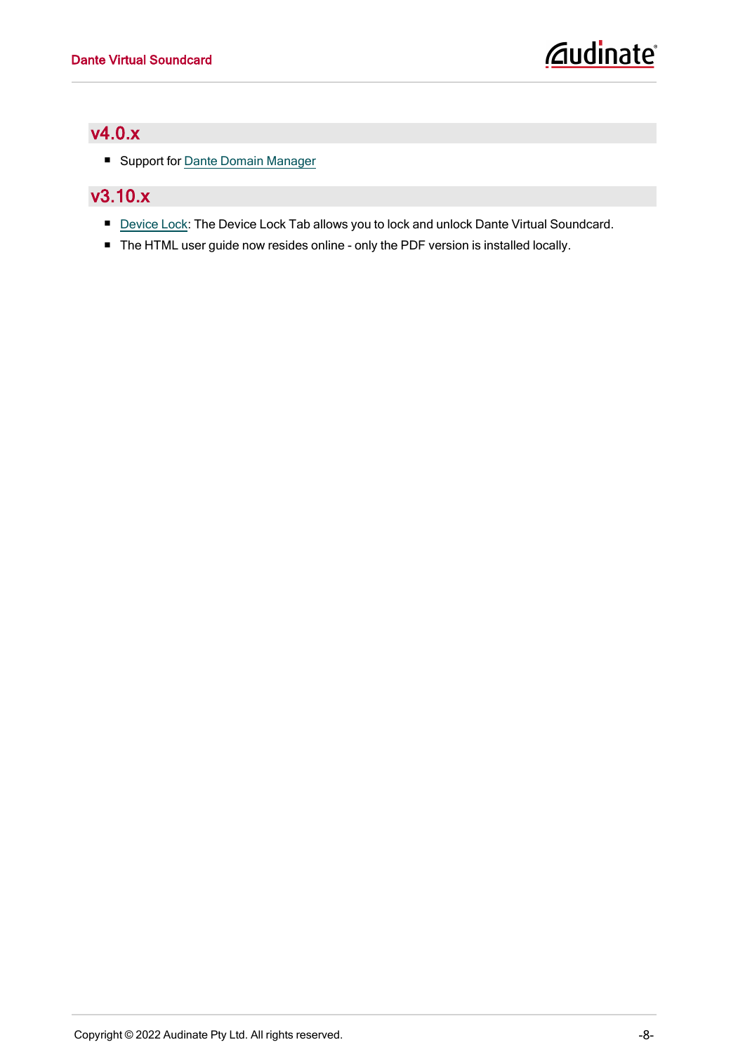## v4.0.x

- Support for Dante Domain Manager

## v3.10.x

- Device Lock: The Device Lock Tab allows you to lock and unlock Dante Virtual Soundcard.
- The HTML user guide now resides online - only the PDF version is installed locally.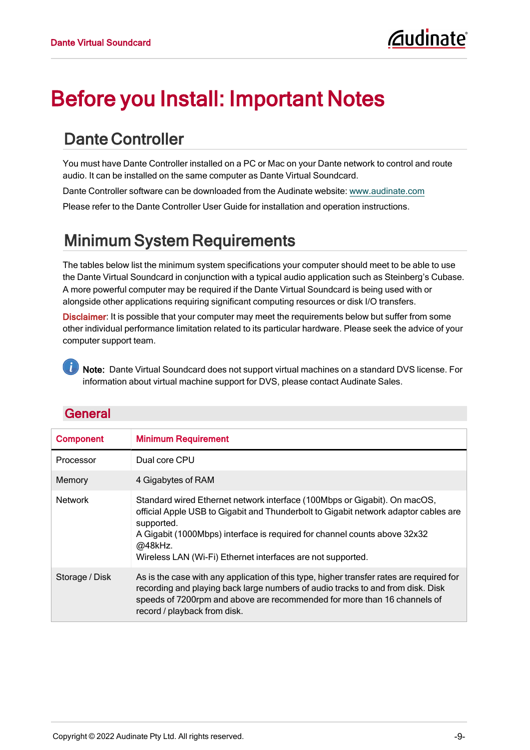# Before you Install: Important Notes

## Dante Controller

You must have Dante Controller installed on a PC or Mac on your Dante network to control and route audio. It can be installed on the same computer as Dante Virtual Soundcard.

Dante Controller software can be downloaded from the Audinate website: www.audinate.com

Please refer to the Dante Controller User Guide for installation and operation instructions.

## Minimum System Requirements

The tables below list the minimum system specifications your computer should meet to be able to use the Dante Virtual Soundcard in conjunction with a typical audio application such as Steinberg's Cubase. A more powerful computer may be required if the Dante Virtual Soundcard is being used with or alongside other applications requiring significant computing resources or disk I/O transfers.

**Disclaimer**: It is possible that your computer may meet the requirements below but suffer from some other individual performance limitation related to its particular hardware. Please seek the advice of your computer support team.

**Note:** Dante Virtual Soundcard does not support virtual machines on a standard DVS license. For information about virtual machine support for DVS, please contact Audinate Sales.

### General

| Component | Minimum Requirement |
|---|---|
| Processor | Dual core CPU |
| Memory | 4 Gigabytes of RAM |
| Network | Standard wired Ethernet network interface (100Mbps or Gigabit). On macOS, official Apple USB to Gigabit and Thunderbolt to Gigabit network adaptor cables are supported.<br>A Gigabit (1000Mbps) interface is required for channel counts above 32x32 @48kHz.<br>Wireless LAN (Wi-Fi) Ethernet interfaces are not supported. |
| Storage / Disk | As is the case with any application of this type, higher transfer rates are required for recording and playing back large numbers of audio tracks to and from disk. Disk speeds of 7200rpm and above are recommended for more than 16 channels of record / playback from disk. |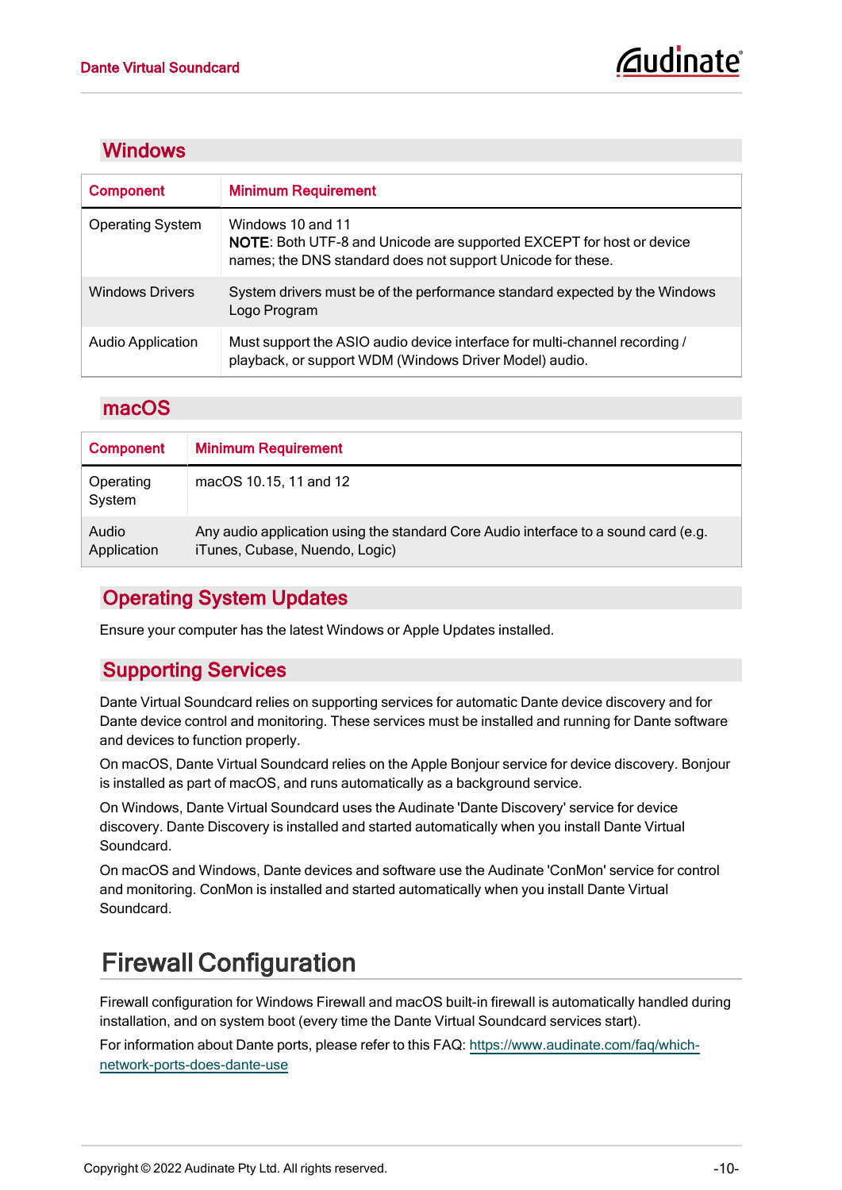## Windows

| Component | Minimum Requirement |
|---|---|
| Operating System | Windows 10 and 11<br>**NOTE**: Both UTF-8 and Unicode are supported EXCEPT for host or device names; the DNS standard does not support Unicode for these. |
| Windows Drivers | System drivers must be of the performance standard expected by the Windows Logo Program |
| Audio Application | Must support the ASIO audio device interface for multi-channel recording / playback, or support WDM (Windows Driver Model) audio. |

## macOS

| Component | Minimum Requirement |
|---|---|
| Operating System | macOS 10.15, 11 and 12 |
| Audio Application | Any audio application using the standard Core Audio interface to a sound card (e.g. iTunes, Cubase, Nuendo, Logic) |

## Operating System Updates

Ensure your computer has the latest Windows or Apple Updates installed.

## Supporting Services

Dante Virtual Soundcard relies on supporting services for automatic Dante device discovery and for Dante device control and monitoring. These services must be installed and running for Dante software and devices to function properly.

On macOS, Dante Virtual Soundcard relies on the Apple Bonjour service for device discovery. Bonjour is installed as part of macOS, and runs automatically as a background service.

On Windows, Dante Virtual Soundcard uses the Audinate 'Dante Discovery' service for device discovery. Dante Discovery is installed and started automatically when you install Dante Virtual Soundcard.

On macOS and Windows, Dante devices and software use the Audinate 'ConMon' service for control and monitoring. ConMon is installed and started automatically when you install Dante Virtual Soundcard.

# Firewall Configuration

Firewall configuration for Windows Firewall and macOS built-in firewall is automatically handled during installation, and on system boot (every time the Dante Virtual Soundcard services start).

For information about Dante ports, please refer to this FAQ: https://www.audinate.com/faq/which-network-ports-does-dante-use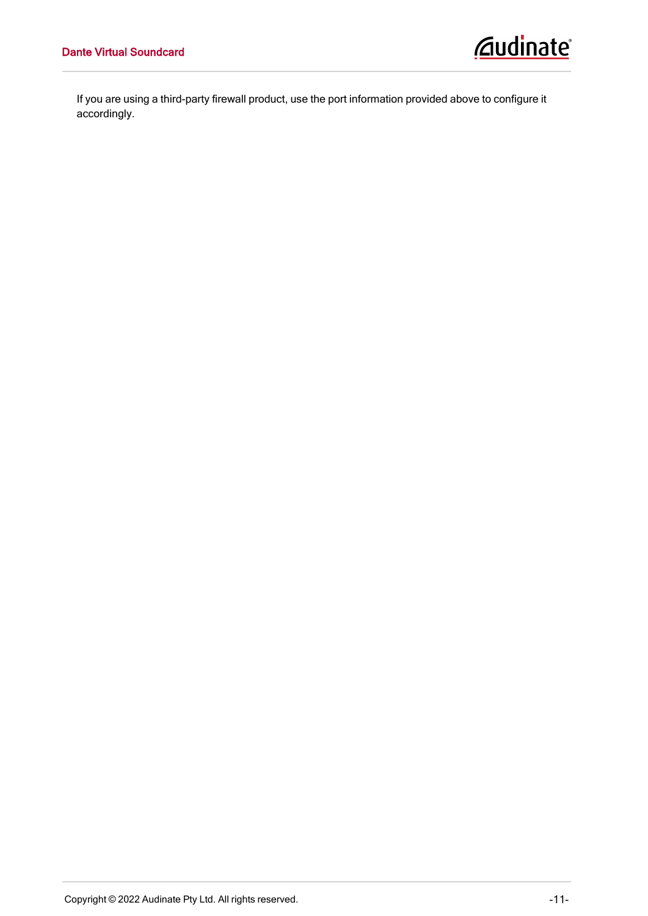If you are using a third-party firewall product, use the port information provided above to configure it accordingly.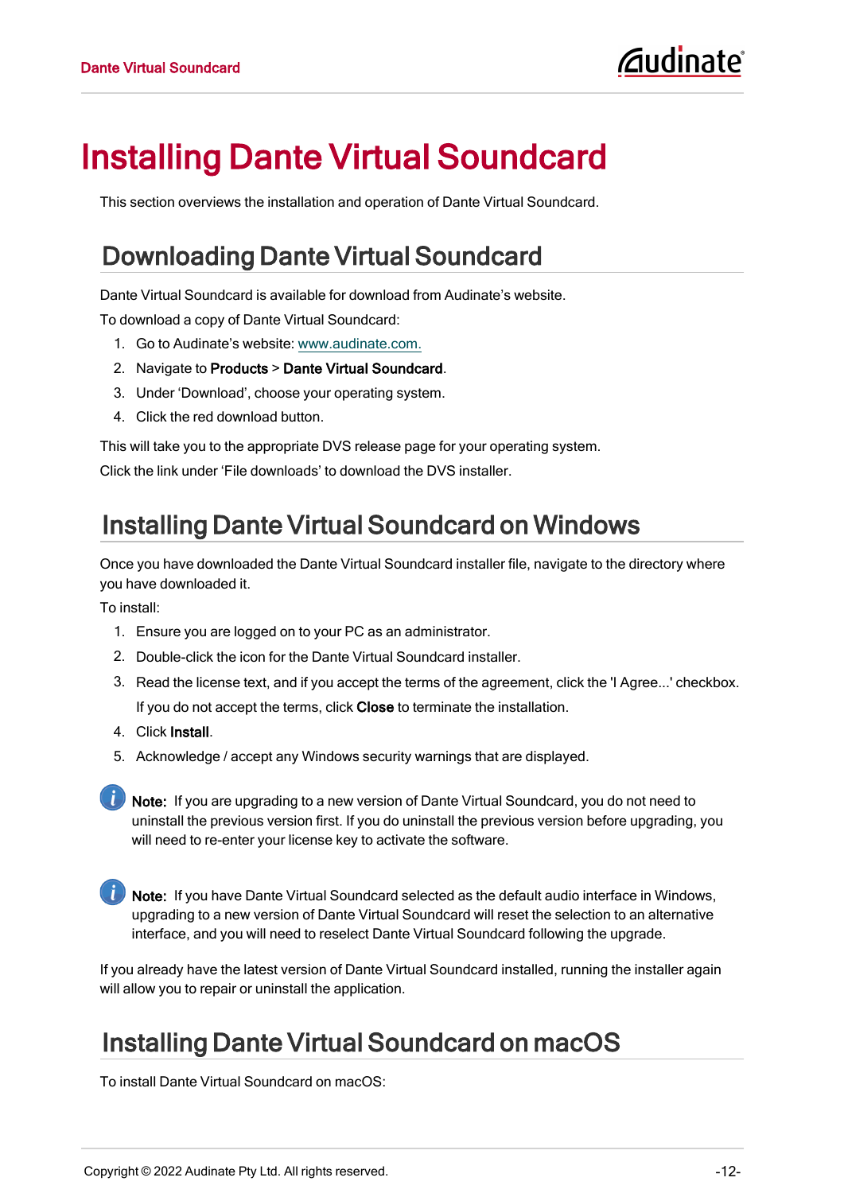# Installing Dante Virtual Soundcard

This section overviews the installation and operation of Dante Virtual Soundcard.

## Downloading Dante Virtual Soundcard

Dante Virtual Soundcard is available for download from Audinate's website.

To download a copy of Dante Virtual Soundcard:

1. Go to Audinate's website: www.audinate.com.
2. Navigate to **Products** > **Dante Virtual Soundcard**.
3. Under 'Download', choose your operating system.
4. Click the red download button.

This will take you to the appropriate DVS release page for your operating system.

Click the link under 'File downloads' to download the DVS installer.

## Installing Dante Virtual Soundcard on Windows

Once you have downloaded the Dante Virtual Soundcard installer file, navigate to the directory where you have downloaded it.

To install:

1. Ensure you are logged on to your PC as an administrator.
2. Double-click the icon for the Dante Virtual Soundcard installer.
3. Read the license text, and if you accept the terms of the agreement, click the 'I Agree...' checkbox.

   If you do not accept the terms, click **Close** to terminate the installation.
4. Click **Install**.
5. Acknowledge / accept any Windows security warnings that are displayed.

**Note:** If you are upgrading to a new version of Dante Virtual Soundcard, you do not need to uninstall the previous version first. If you do uninstall the previous version before upgrading, you will need to re-enter your license key to activate the software.

**Note:** If you have Dante Virtual Soundcard selected as the default audio interface in Windows, upgrading to a new version of Dante Virtual Soundcard will reset the selection to an alternative interface, and you will need to reselect Dante Virtual Soundcard following the upgrade.

If you already have the latest version of Dante Virtual Soundcard installed, running the installer again will allow you to repair or uninstall the application.

## Installing Dante Virtual Soundcard on macOS

To install Dante Virtual Soundcard on macOS: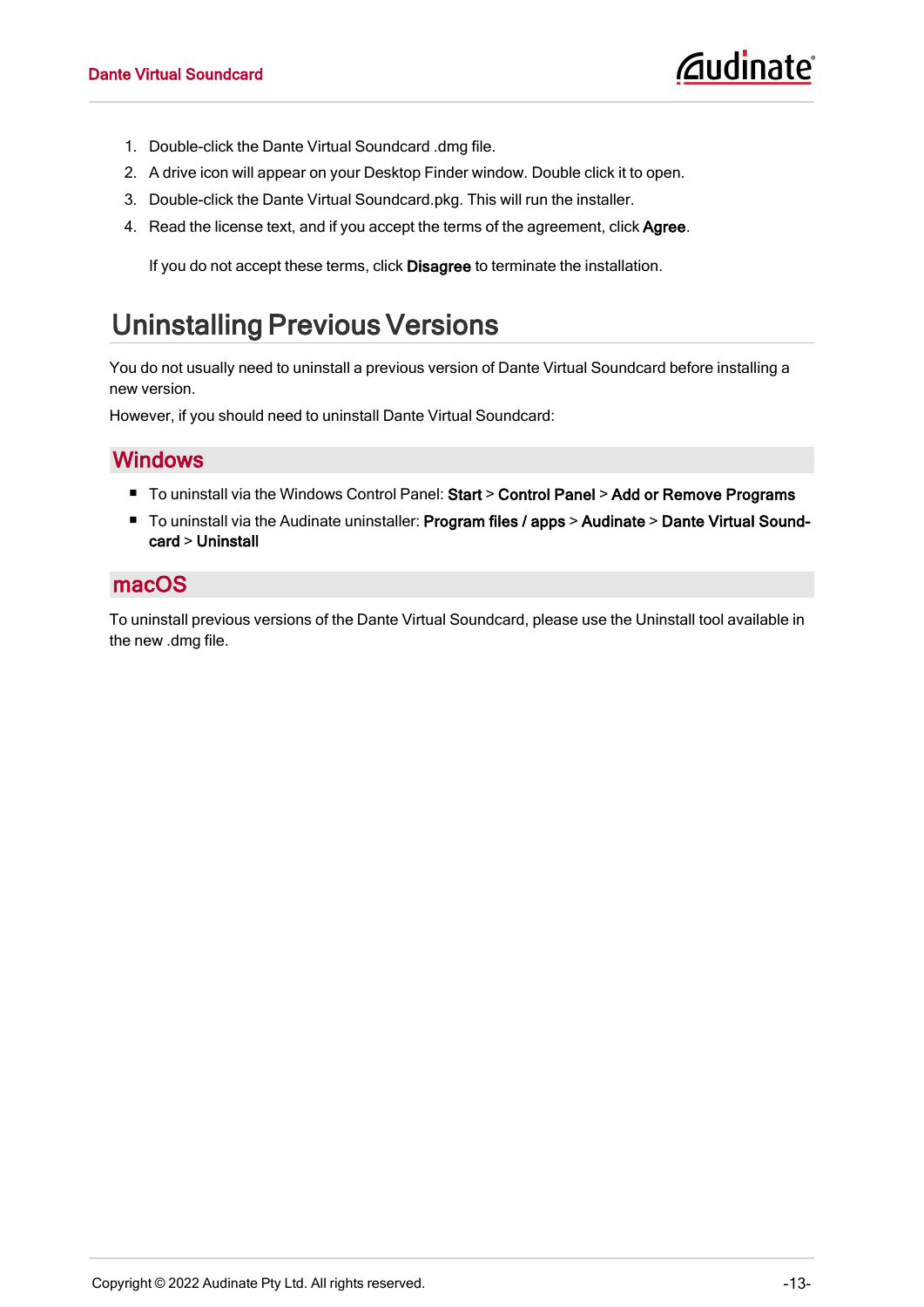1. Double-click the Dante Virtual Soundcard .dmg file.
2. A drive icon will appear on your Desktop Finder window. Double click it to open.
3. Double-click the Dante Virtual Soundcard.pkg. This will run the installer.
4. Read the license text, and if you accept the terms of the agreement, click **Agree**.

   If you do not accept these terms, click **Disagree** to terminate the installation.

# Uninstalling Previous Versions

You do not usually need to uninstall a previous version of Dante Virtual Soundcard before installing a new version.

However, if you should need to uninstall Dante Virtual Soundcard:

## Windows

- To uninstall via the Windows Control Panel: **Start** > **Control Panel** > **Add or Remove Programs**
- To uninstall via the Audinate uninstaller: **Program files / apps** > **Audinate** > **Dante Virtual Soundcard** > **Uninstall**

## macOS

To uninstall previous versions of the Dante Virtual Soundcard, please use the Uninstall tool available in the new .dmg file.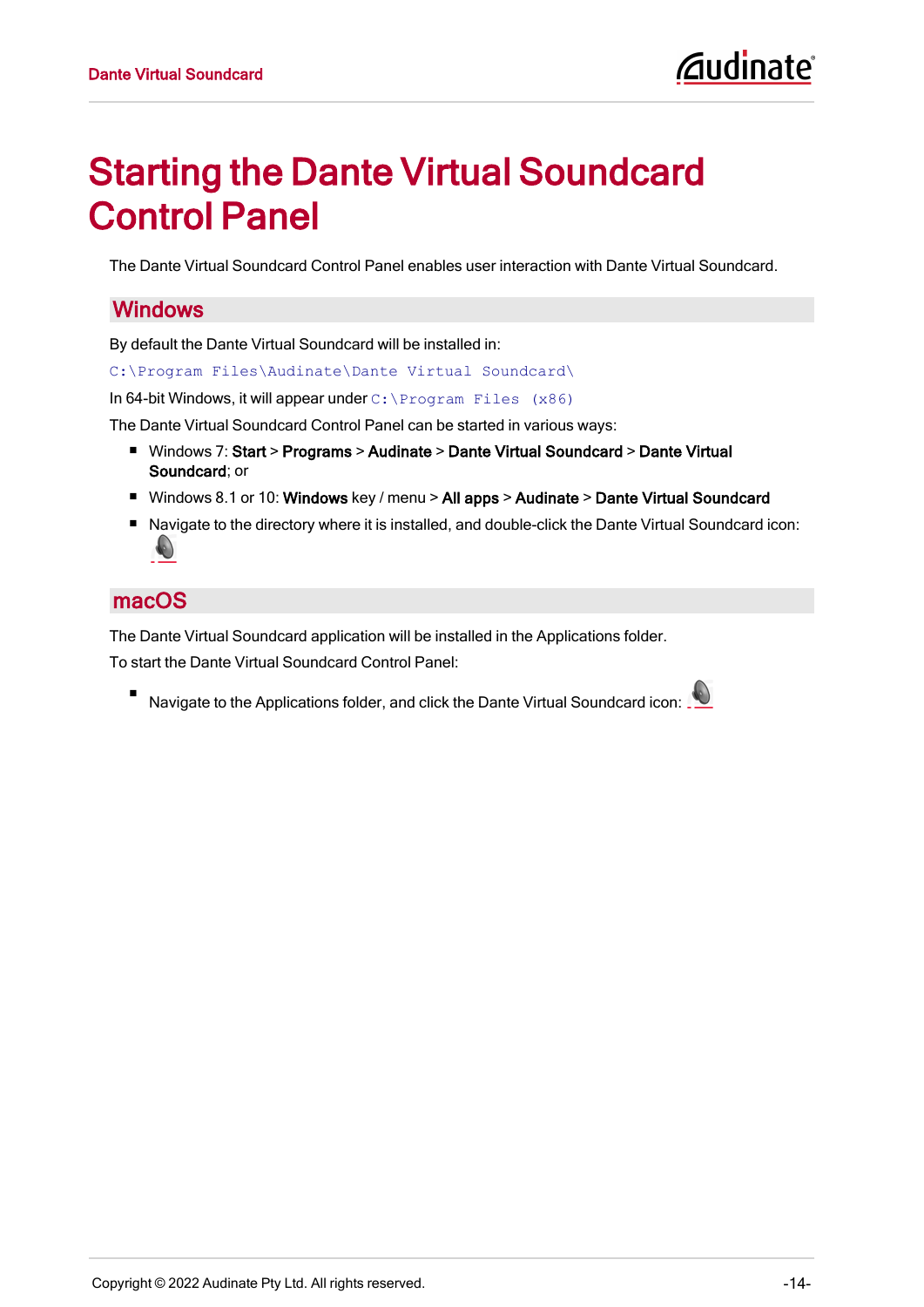# Starting the Dante Virtual Soundcard Control Panel

The Dante Virtual Soundcard Control Panel enables user interaction with Dante Virtual Soundcard.

## Windows

By default the Dante Virtual Soundcard will be installed in:

`C:\Program Files\Audinate\Dante Virtual Soundcard\`

In 64-bit Windows, it will appear under `C:\Program Files (x86)`

The Dante Virtual Soundcard Control Panel can be started in various ways:

- Windows 7: **Start** > **Programs** > **Audinate** > **Dante Virtual Soundcard** > **Dante Virtual Soundcard**; or
- Windows 8.1 or 10: **Windows** key / menu > **All apps** > **Audinate** > **Dante Virtual Soundcard**
- Navigate to the directory where it is installed, and double-click the Dante Virtual Soundcard icon:

## macOS

The Dante Virtual Soundcard application will be installed in the Applications folder.

To start the Dante Virtual Soundcard Control Panel:

- Navigate to the Applications folder, and click the Dante Virtual Soundcard icon: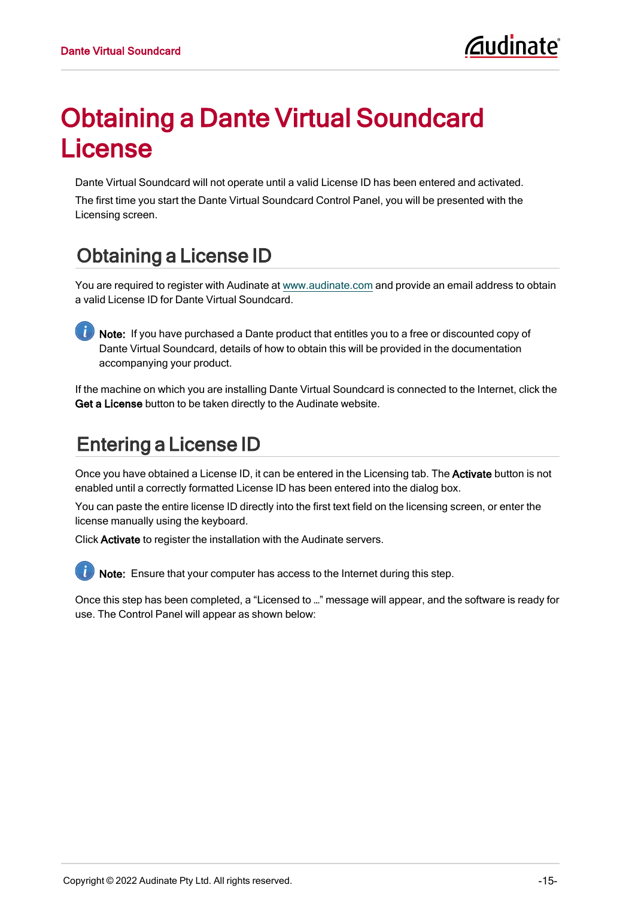# Obtaining a Dante Virtual Soundcard License

Dante Virtual Soundcard will not operate until a valid License ID has been entered and activated.

The first time you start the Dante Virtual Soundcard Control Panel, you will be presented with the Licensing screen.

## Obtaining a License ID

You are required to register with Audinate at www.audinate.com and provide an email address to obtain a valid License ID for Dante Virtual Soundcard.

**Note:** If you have purchased a Dante product that entitles you to a free or discounted copy of Dante Virtual Soundcard, details of how to obtain this will be provided in the documentation accompanying your product.

If the machine on which you are installing Dante Virtual Soundcard is connected to the Internet, click the **Get a License** button to be taken directly to the Audinate website.

## Entering a License ID

Once you have obtained a License ID, it can be entered in the Licensing tab. The **Activate** button is not enabled until a correctly formatted License ID has been entered into the dialog box.

You can paste the entire license ID directly into the first text field on the licensing screen, or enter the license manually using the keyboard.

Click **Activate** to register the installation with the Audinate servers.

**Note:** Ensure that your computer has access to the Internet during this step.

Once this step has been completed, a “Licensed to …” message will appear, and the software is ready for use. The Control Panel will appear as shown below: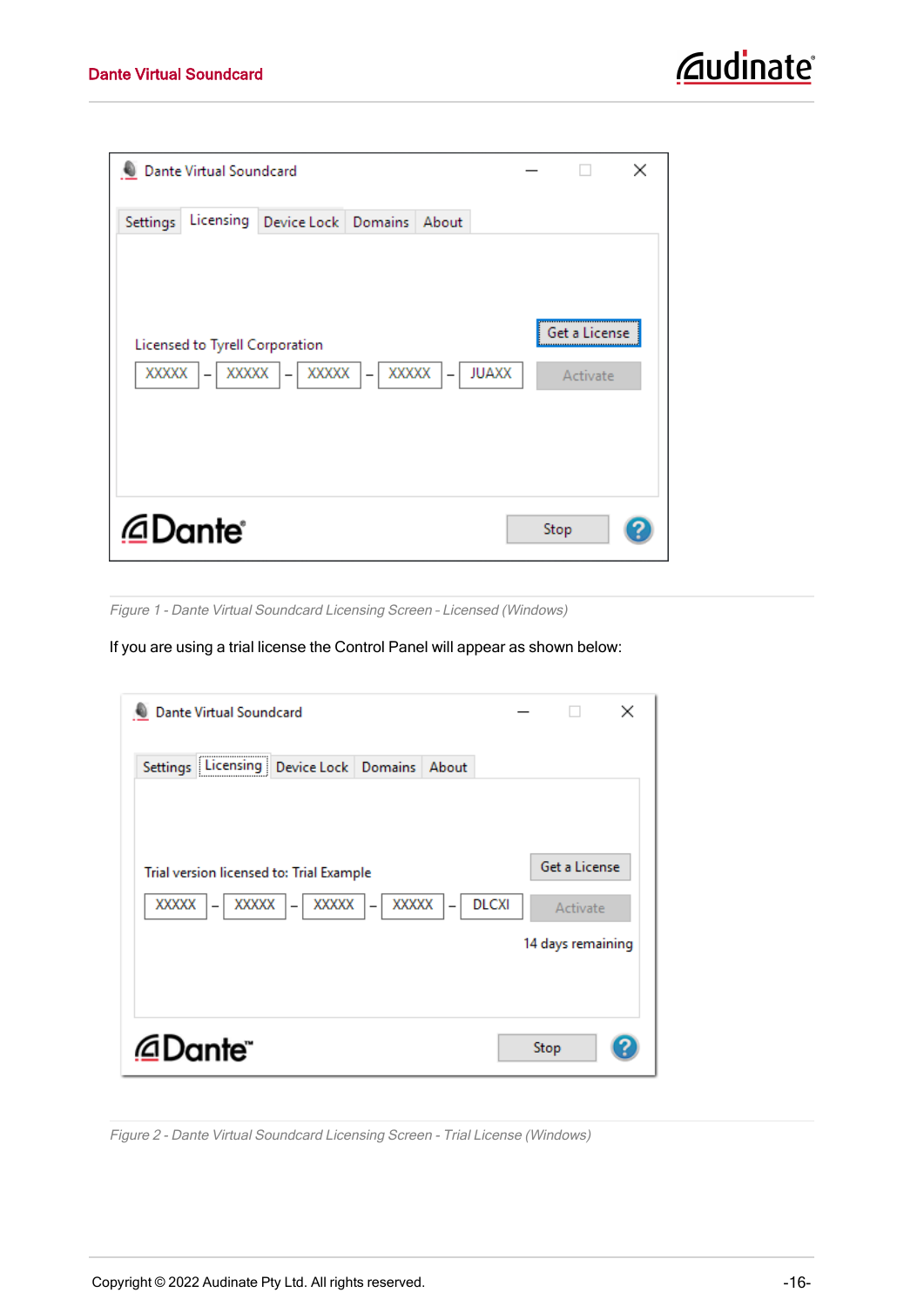*Figure 1 - Dante Virtual Soundcard Licensing Screen - Licensed (Windows)*

If you are using a trial license the Control Panel will appear as shown below:

*Figure 2 - Dante Virtual Soundcard Licensing Screen - Trial License (Windows)*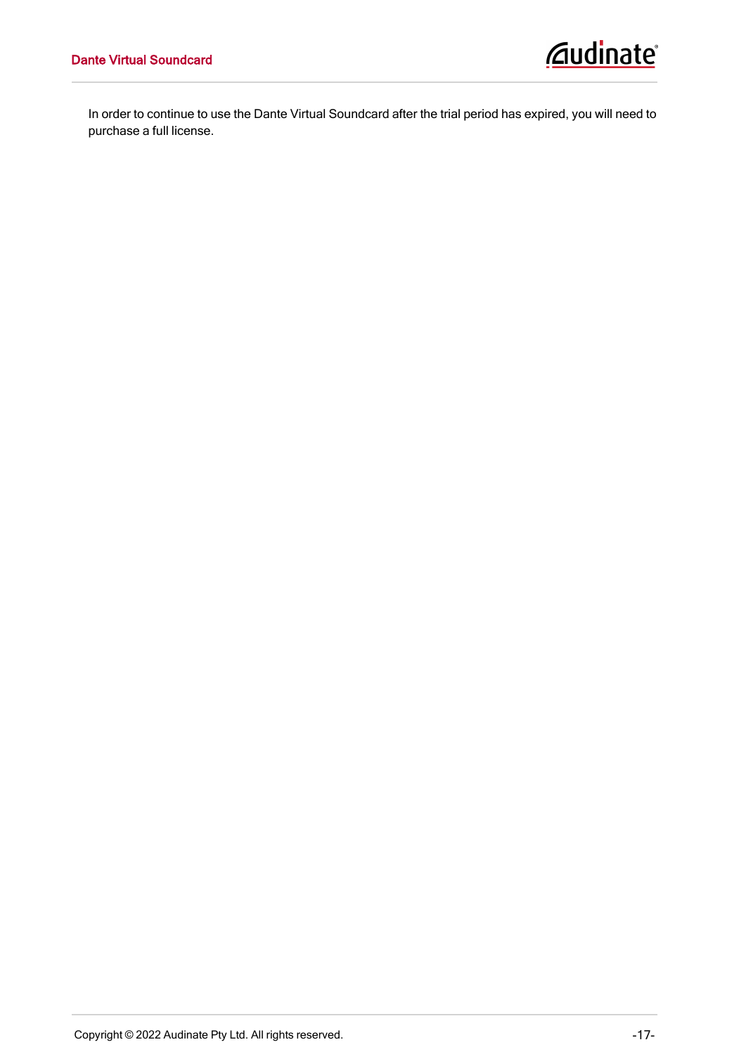In order to continue to use the Dante Virtual Soundcard after the trial period has expired, you will need to purchase a full license.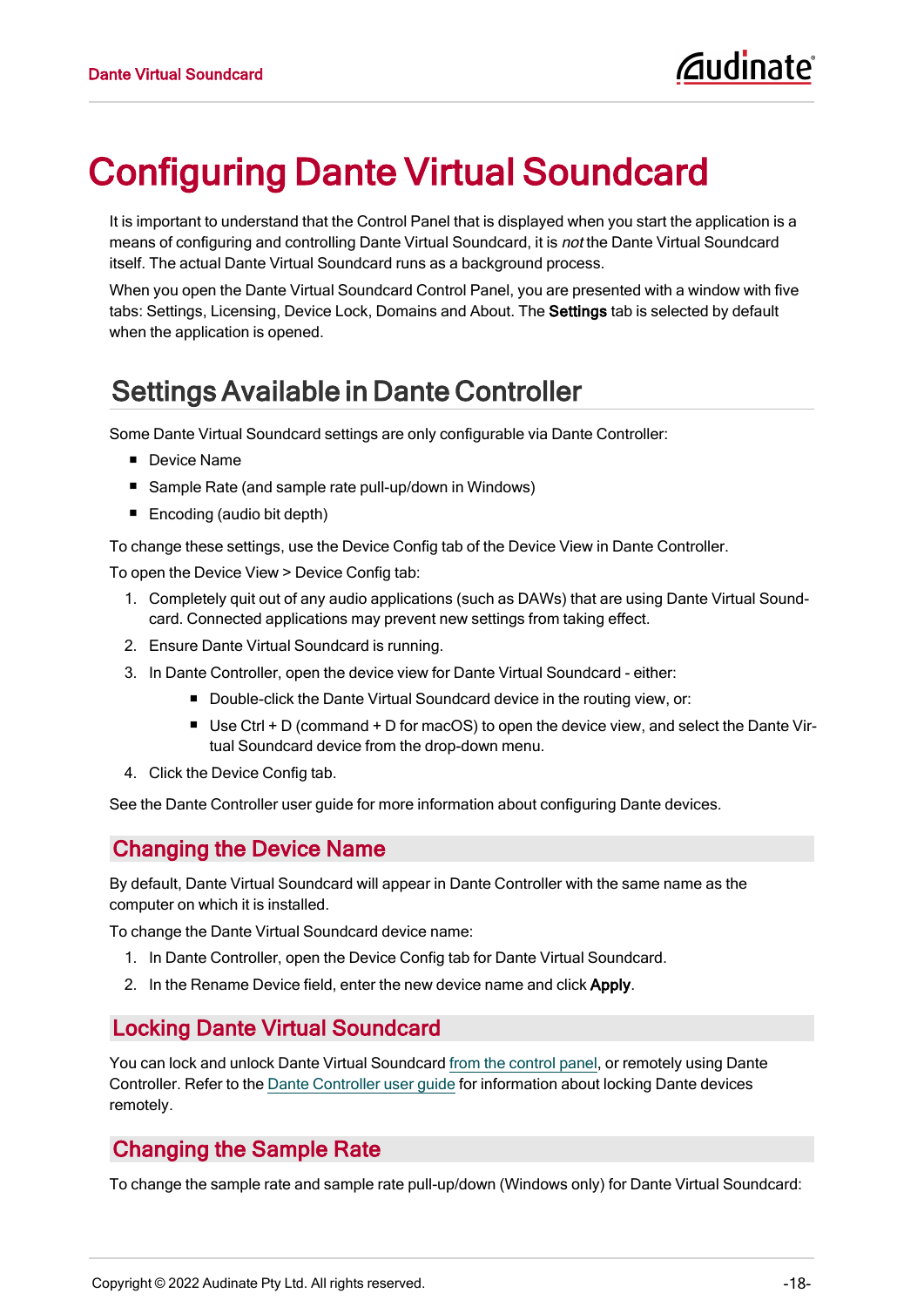# Configuring Dante Virtual Soundcard

It is important to understand that the Control Panel that is displayed when you start the application is a means of configuring and controlling Dante Virtual Soundcard, it is *not* the Dante Virtual Soundcard itself. The actual Dante Virtual Soundcard runs as a background process.

When you open the Dante Virtual Soundcard Control Panel, you are presented with a window with five tabs: Settings, Licensing, Device Lock, Domains and About. The **Settings** tab is selected by default when the application is opened.

## Settings Available in Dante Controller

Some Dante Virtual Soundcard settings are only configurable via Dante Controller:

- Device Name
- Sample Rate (and sample rate pull-up/down in Windows)
- Encoding (audio bit depth)

To change these settings, use the Device Config tab of the Device View in Dante Controller.

To open the Device View > Device Config tab:

1. Completely quit out of any audio applications (such as DAWs) that are using Dante Virtual Soundcard. Connected applications may prevent new settings from taking effect.
2. Ensure Dante Virtual Soundcard is running.
3. In Dante Controller, open the device view for Dante Virtual Soundcard - either:
   - Double-click the Dante Virtual Soundcard device in the routing view, or:
   - Use Ctrl + D (command + D for macOS) to open the device view, and select the Dante Virtual Soundcard device from the drop-down menu.
4. Click the Device Config tab.

See the Dante Controller user guide for more information about configuring Dante devices.

### Changing the Device Name

By default, Dante Virtual Soundcard will appear in Dante Controller with the same name as the computer on which it is installed.

To change the Dante Virtual Soundcard device name:

1. In Dante Controller, open the Device Config tab for Dante Virtual Soundcard.
2. In the Rename Device field, enter the new device name and click **Apply**.

### Locking Dante Virtual Soundcard

You can lock and unlock Dante Virtual Soundcard from the control panel, or remotely using Dante Controller. Refer to the Dante Controller user guide for information about locking Dante devices remotely.

### Changing the Sample Rate

To change the sample rate and sample rate pull-up/down (Windows only) for Dante Virtual Soundcard: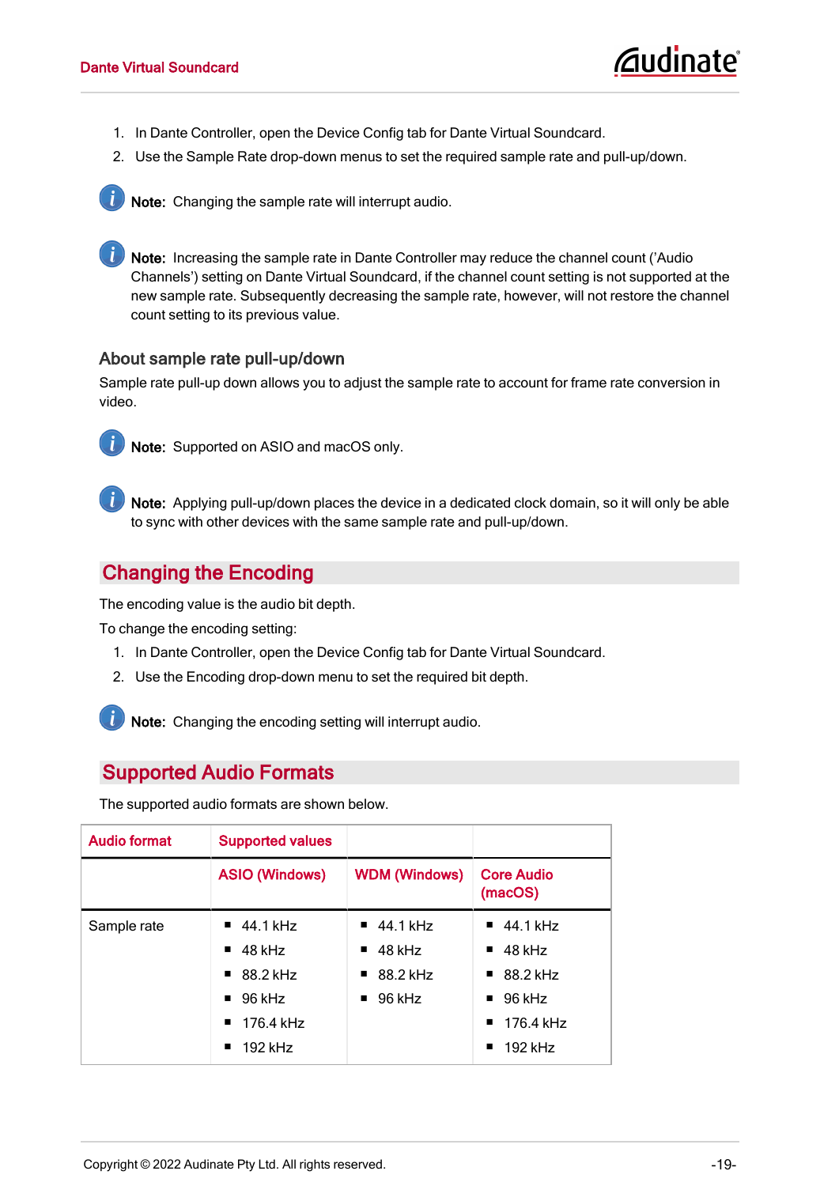1. In Dante Controller, open the Device Config tab for Dante Virtual Soundcard.
2. Use the Sample Rate drop-down menus to set the required sample rate and pull-up/down.

**Note:** Changing the sample rate will interrupt audio.

**Note:** Increasing the sample rate in Dante Controller may reduce the channel count ('Audio Channels') setting on Dante Virtual Soundcard, if the channel count setting is not supported at the new sample rate. Subsequently decreasing the sample rate, however, will not restore the channel count setting to its previous value.

### About sample rate pull-up/down

Sample rate pull-up down allows you to adjust the sample rate to account for frame rate conversion in video.

**Note:** Supported on ASIO and macOS only.

**Note:** Applying pull-up/down places the device in a dedicated clock domain, so it will only be able to sync with other devices with the same sample rate and pull-up/down.

## Changing the Encoding

The encoding value is the audio bit depth.

To change the encoding setting:

1. In Dante Controller, open the Device Config tab for Dante Virtual Soundcard.
2. Use the Encoding drop-down menu to set the required bit depth.

**Note:** Changing the encoding setting will interrupt audio.

## Supported Audio Formats

The supported audio formats are shown below.

| Audio format | Supported values | | |
|---|---|---|---|
| | ASIO (Windows) | WDM (Windows) | Core Audio (macOS) |
| Sample rate | ■ 44.1 kHz<br>■ 48 kHz<br>■ 88.2 kHz<br>■ 96 kHz<br>■ 176.4 kHz<br>■ 192 kHz | ■ 44.1 kHz<br>■ 48 kHz<br>■ 88.2 kHz<br>■ 96 kHz | ■ 44.1 kHz<br>■ 48 kHz<br>■ 88.2 kHz<br>■ 96 kHz<br>■ 176.4 kHz<br>■ 192 kHz |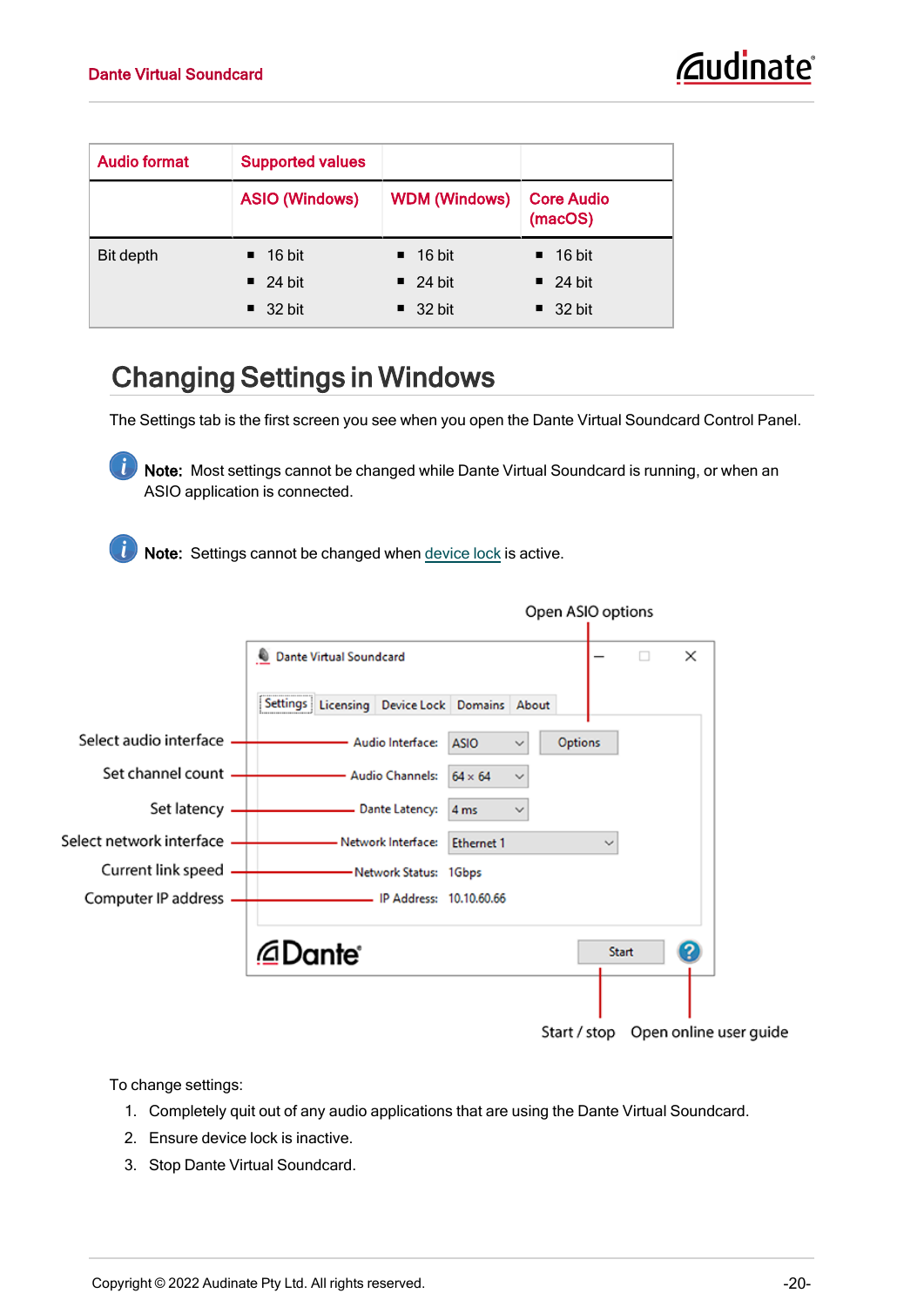| Audio format | Supported values | | |
|---|---|---|---|
| | ASIO (Windows) | WDM (Windows) | Core Audio (macOS) |
| Bit depth | ■ 16 bit ■ 24 bit ■ 32 bit | ■ 16 bit ■ 24 bit ■ 32 bit | ■ 16 bit ■ 24 bit ■ 32 bit |

## Changing Settings in Windows

The Settings tab is the first screen you see when you open the Dante Virtual Soundcard Control Panel.

**Note:** Most settings cannot be changed while Dante Virtual Soundcard is running, or when an ASIO application is connected.

**Note:** Settings cannot be changed when device lock is active.

To change settings:

1. Completely quit out of any audio applications that are using the Dante Virtual Soundcard.
2. Ensure device lock is inactive.
3. Stop Dante Virtual Soundcard.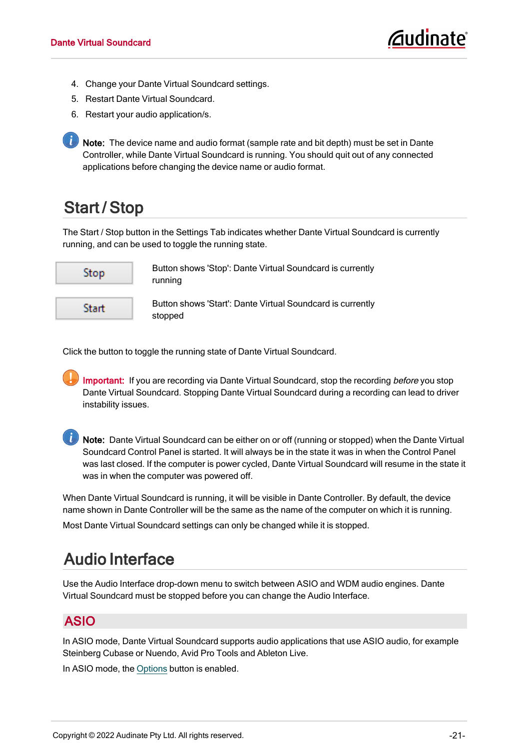4. Change your Dante Virtual Soundcard settings.
5. Restart Dante Virtual Soundcard.
6. Restart your audio application/s.

**Note:** The device name and audio format (sample rate and bit depth) must be set in Dante Controller, while Dante Virtual Soundcard is running. You should quit out of any connected applications before changing the device name or audio format.

## Start / Stop

The Start / Stop button in the Settings Tab indicates whether Dante Virtual Soundcard is currently running, and can be used to toggle the running state.

| | |
|---|---|
| Stop | Button shows 'Stop': Dante Virtual Soundcard is currently running |
| Start | Button shows 'Start': Dante Virtual Soundcard is currently stopped |

Click the button to toggle the running state of Dante Virtual Soundcard.

**Important:** If you are recording via Dante Virtual Soundcard, stop the recording *before* you stop Dante Virtual Soundcard. Stopping Dante Virtual Soundcard during a recording can lead to driver instability issues.

**Note:** Dante Virtual Soundcard can be either on or off (running or stopped) when the Dante Virtual Soundcard Control Panel is started. It will always be in the state it was in when the Control Panel was last closed. If the computer is power cycled, Dante Virtual Soundcard will resume in the state it was in when the computer was powered off.

When Dante Virtual Soundcard is running, it will be visible in Dante Controller. By default, the device name shown in Dante Controller will be the same as the name of the computer on which it is running.

Most Dante Virtual Soundcard settings can only be changed while it is stopped.

## Audio Interface

Use the Audio Interface drop-down menu to switch between ASIO and WDM audio engines. Dante Virtual Soundcard must be stopped before you can change the Audio Interface.

### ASIO

In ASIO mode, Dante Virtual Soundcard supports audio applications that use ASIO audio, for example Steinberg Cubase or Nuendo, Avid Pro Tools and Ableton Live.

In ASIO mode, the Options button is enabled.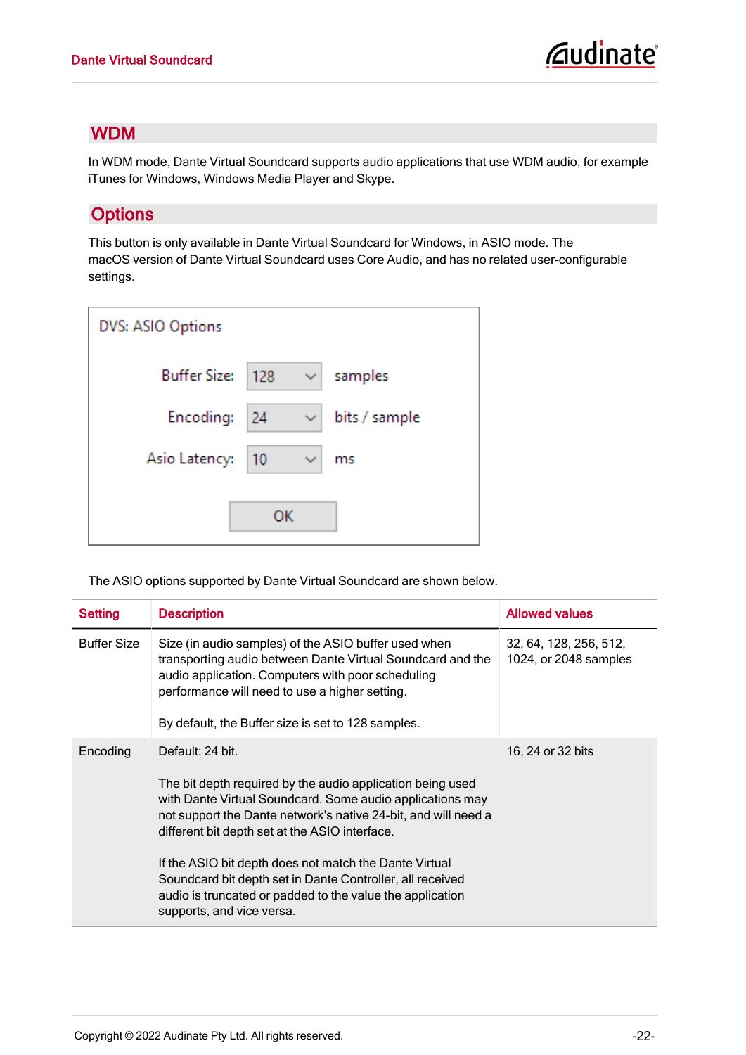## WDM

In WDM mode, Dante Virtual Soundcard supports audio applications that use WDM audio, for example iTunes for Windows, Windows Media Player and Skype.

## Options

This button is only available in Dante Virtual Soundcard for Windows, in ASIO mode. The macOS version of Dante Virtual Soundcard uses Core Audio, and has no related user-configurable settings.

DVS: ASIO Options

Buffer Size: 128 samples

Encoding: 24 bits / sample

Asio Latency: 10 ms

OK

The ASIO options supported by Dante Virtual Soundcard are shown below.

| Setting | Description | Allowed values |
|---|---|---|
| Buffer Size | Size (in audio samples) of the ASIO buffer used when transporting audio between Dante Virtual Soundcard and the audio application. Computers with poor scheduling performance will need to use a higher setting.<br><br>By default, the Buffer size is set to 128 samples. | 32, 64, 128, 256, 512, 1024, or 2048 samples |
| Encoding | Default: 24 bit.<br><br>The bit depth required by the audio application being used with Dante Virtual Soundcard. Some audio applications may not support the Dante network's native 24-bit, and will need a different bit depth set at the ASIO interface.<br><br>If the ASIO bit depth does not match the Dante Virtual Soundcard bit depth set in Dante Controller, all received audio is truncated or padded to the value the application supports, and vice versa. | 16, 24 or 32 bits |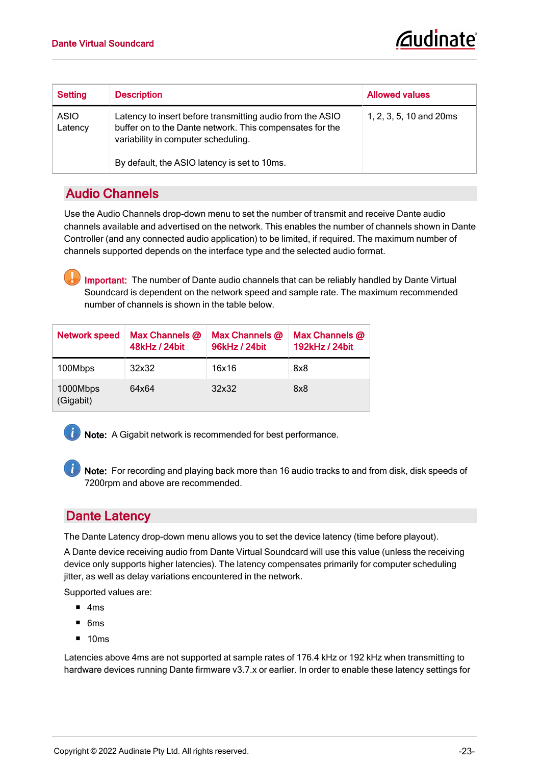| Setting | Description | Allowed values |
|---|---|---|
| ASIO Latency | Latency to insert before transmitting audio from the ASIO buffer on to the Dante network. This compensates for the variability in computer scheduling.<br><br>By default, the ASIO latency is set to 10ms. | 1, 2, 3, 5, 10 and 20ms |

## Audio Channels

Use the Audio Channels drop-down menu to set the number of transmit and receive Dante audio channels available and advertised on the network. This enables the number of channels shown in Dante Controller (and any connected audio application) to be limited, if required. The maximum number of channels supported depends on the interface type and the selected audio format.

**Important:** The number of Dante audio channels that can be reliably handled by Dante Virtual Soundcard is dependent on the network speed and sample rate. The maximum recommended number of channels is shown in the table below.

| Network speed | Max Channels @ 48kHz / 24bit | Max Channels @ 96kHz / 24bit | Max Channels @ 192kHz / 24bit |
|---|---|---|---|
| 100Mbps | 32x32 | 16x16 | 8x8 |
| 1000Mbps (Gigabit) | 64x64 | 32x32 | 8x8 |

**Note:** A Gigabit network is recommended for best performance.

**Note:** For recording and playing back more than 16 audio tracks to and from disk, disk speeds of 7200rpm and above are recommended.

## Dante Latency

The Dante Latency drop-down menu allows you to set the device latency (time before playout).

A Dante device receiving audio from Dante Virtual Soundcard will use this value (unless the receiving device only supports higher latencies). The latency compensates primarily for computer scheduling jitter, as well as delay variations encountered in the network.

Supported values are:

- 4ms
- 6ms
- 10ms

Latencies above 4ms are not supported at sample rates of 176.4 kHz or 192 kHz when transmitting to hardware devices running Dante firmware v3.7.x or earlier. In order to enable these latency settings for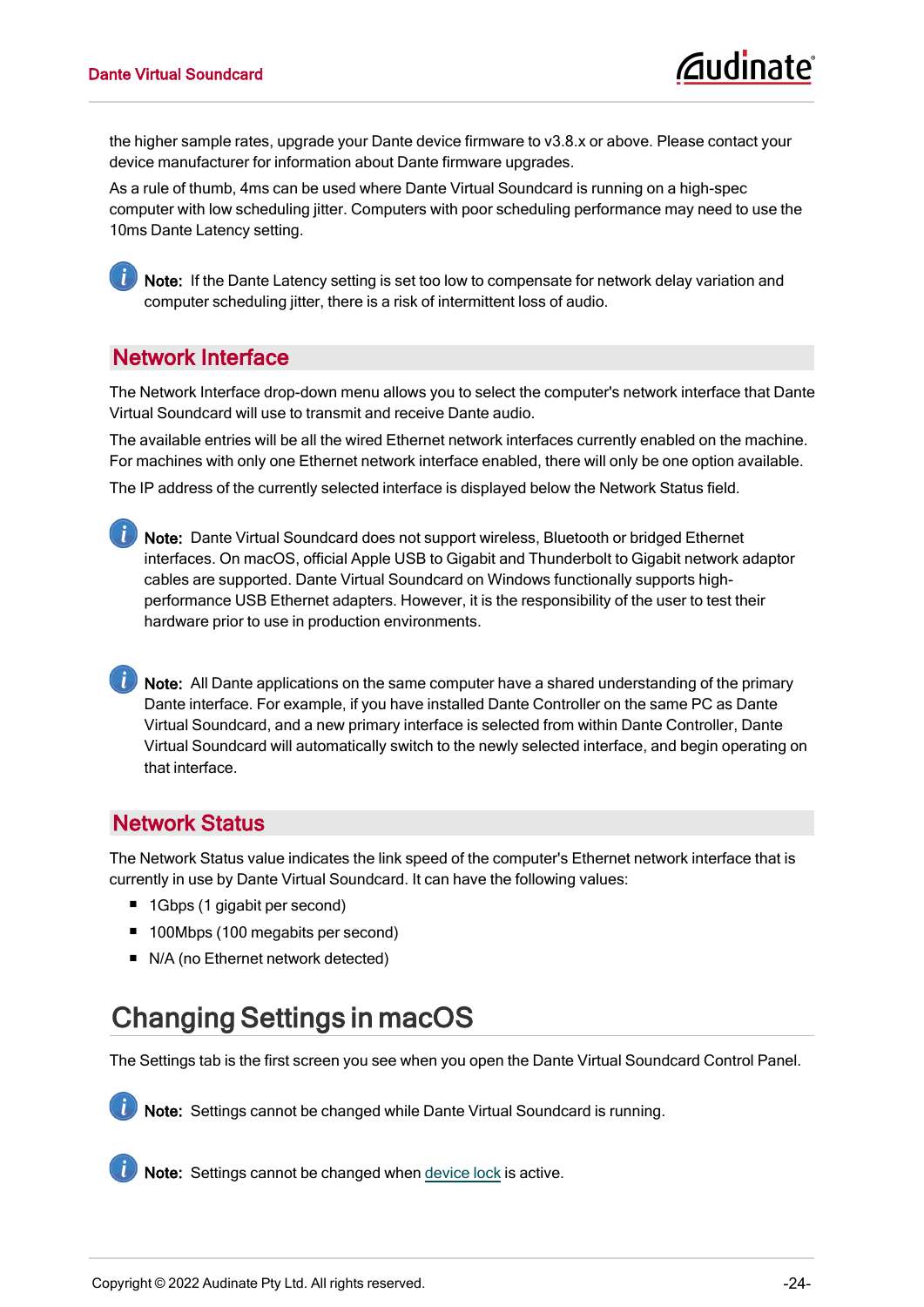the higher sample rates, upgrade your Dante device firmware to v3.8.x or above. Please contact your device manufacturer for information about Dante firmware upgrades.

As a rule of thumb, 4ms can be used where Dante Virtual Soundcard is running on a high-spec computer with low scheduling jitter. Computers with poor scheduling performance may need to use the 10ms Dante Latency setting.

**Note:** If the Dante Latency setting is set too low to compensate for network delay variation and computer scheduling jitter, there is a risk of intermittent loss of audio.

## Network Interface

The Network Interface drop-down menu allows you to select the computer's network interface that Dante Virtual Soundcard will use to transmit and receive Dante audio.

The available entries will be all the wired Ethernet network interfaces currently enabled on the machine. For machines with only one Ethernet network interface enabled, there will only be one option available.

The IP address of the currently selected interface is displayed below the Network Status field.

**Note:** Dante Virtual Soundcard does not support wireless, Bluetooth or bridged Ethernet interfaces. On macOS, official Apple USB to Gigabit and Thunderbolt to Gigabit network adaptor cables are supported. Dante Virtual Soundcard on Windows functionally supports high-performance USB Ethernet adapters. However, it is the responsibility of the user to test their hardware prior to use in production environments.

**Note:** All Dante applications on the same computer have a shared understanding of the primary Dante interface. For example, if you have installed Dante Controller on the same PC as Dante Virtual Soundcard, and a new primary interface is selected from within Dante Controller, Dante Virtual Soundcard will automatically switch to the newly selected interface, and begin operating on that interface.

## Network Status

The Network Status value indicates the link speed of the computer's Ethernet network interface that is currently in use by Dante Virtual Soundcard. It can have the following values:

- 1Gbps (1 gigabit per second)
- 100Mbps (100 megabits per second)
- N/A (no Ethernet network detected)

# Changing Settings in macOS

The Settings tab is the first screen you see when you open the Dante Virtual Soundcard Control Panel.

**Note:** Settings cannot be changed while Dante Virtual Soundcard is running.

**Note:** Settings cannot be changed when device lock is active.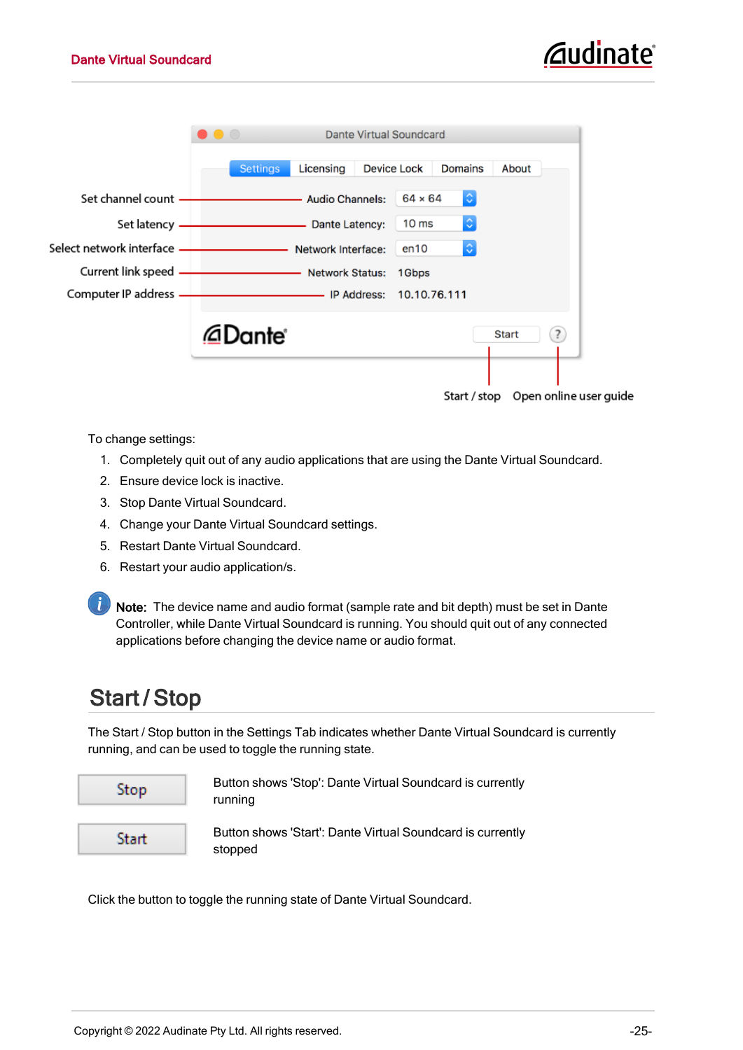To change settings:

1. Completely quit out of any audio applications that are using the Dante Virtual Soundcard.
2. Ensure device lock is inactive.
3. Stop Dante Virtual Soundcard.
4. Change your Dante Virtual Soundcard settings.
5. Restart Dante Virtual Soundcard.
6. Restart your audio application/s.

**Note:** The device name and audio format (sample rate and bit depth) must be set in Dante Controller, while Dante Virtual Soundcard is running. You should quit out of any connected applications before changing the device name or audio format.

## Start / Stop

The Start / Stop button in the Settings Tab indicates whether Dante Virtual Soundcard is currently running, and can be used to toggle the running state.

| | |
|---|---|
| Stop | Button shows 'Stop': Dante Virtual Soundcard is currently running |
| Start | Button shows 'Start': Dante Virtual Soundcard is currently stopped |

Click the button to toggle the running state of Dante Virtual Soundcard.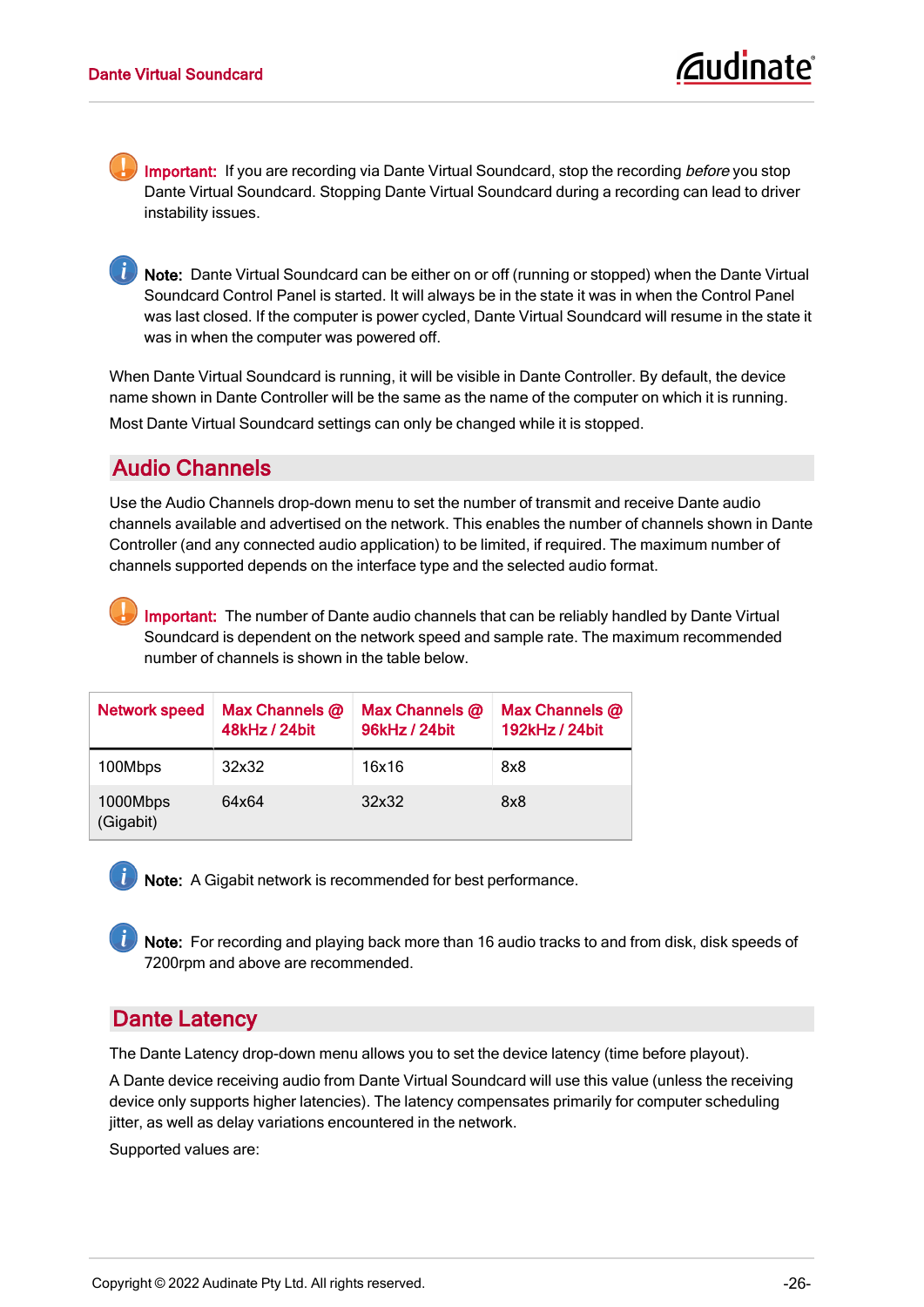**Important:** If you are recording via Dante Virtual Soundcard, stop the recording *before* you stop Dante Virtual Soundcard. Stopping Dante Virtual Soundcard during a recording can lead to driver instability issues.

**Note:** Dante Virtual Soundcard can be either on or off (running or stopped) when the Dante Virtual Soundcard Control Panel is started. It will always be in the state it was in when the Control Panel was last closed. If the computer is power cycled, Dante Virtual Soundcard will resume in the state it was in when the computer was powered off.

When Dante Virtual Soundcard is running, it will be visible in Dante Controller. By default, the device name shown in Dante Controller will be the same as the name of the computer on which it is running.

Most Dante Virtual Soundcard settings can only be changed while it is stopped.

## Audio Channels

Use the Audio Channels drop-down menu to set the number of transmit and receive Dante audio channels available and advertised on the network. This enables the number of channels shown in Dante Controller (and any connected audio application) to be limited, if required. The maximum number of channels supported depends on the interface type and the selected audio format.

**Important:** The number of Dante audio channels that can be reliably handled by Dante Virtual Soundcard is dependent on the network speed and sample rate. The maximum recommended number of channels is shown in the table below.

| Network speed | Max Channels @ 48kHz / 24bit | Max Channels @ 96kHz / 24bit | Max Channels @ 192kHz / 24bit |
|---|---|---|---|
| 100Mbps | 32x32 | 16x16 | 8x8 |
| 1000Mbps (Gigabit) | 64x64 | 32x32 | 8x8 |

**Note:** A Gigabit network is recommended for best performance.

**Note:** For recording and playing back more than 16 audio tracks to and from disk, disk speeds of 7200rpm and above are recommended.

## Dante Latency

The Dante Latency drop-down menu allows you to set the device latency (time before playout).

A Dante device receiving audio from Dante Virtual Soundcard will use this value (unless the receiving device only supports higher latencies). The latency compensates primarily for computer scheduling jitter, as well as delay variations encountered in the network.

Supported values are: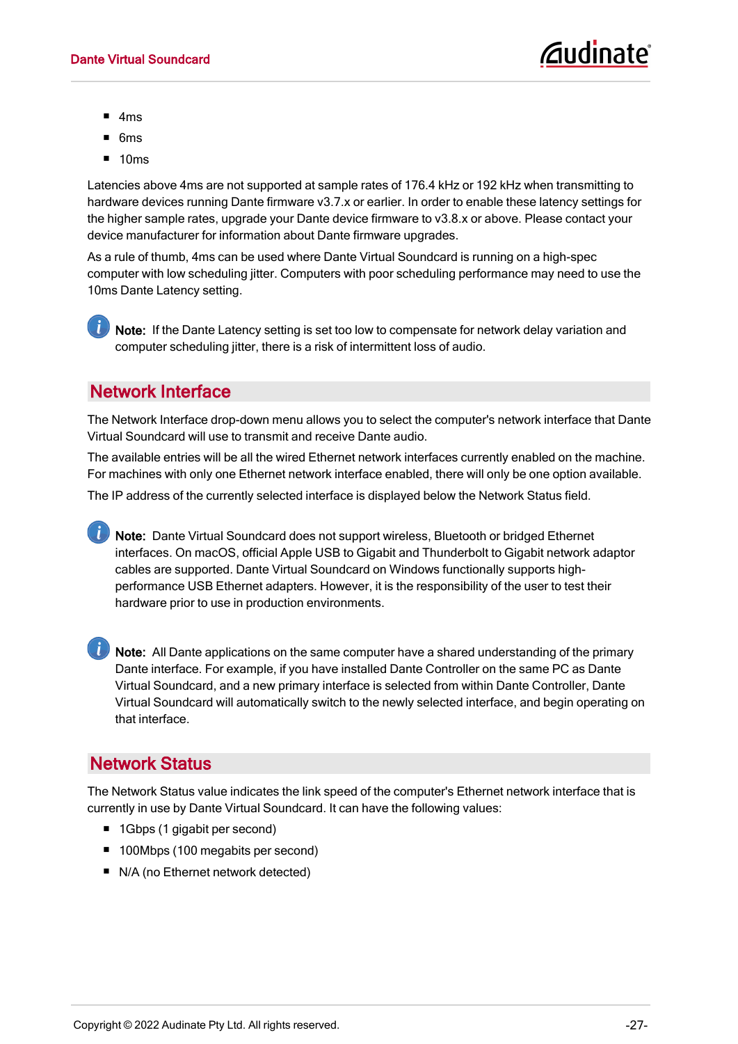- 4ms
- 6ms
- 10ms

Latencies above 4ms are not supported at sample rates of 176.4 kHz or 192 kHz when transmitting to hardware devices running Dante firmware v3.7.x or earlier. In order to enable these latency settings for the higher sample rates, upgrade your Dante device firmware to v3.8.x or above. Please contact your device manufacturer for information about Dante firmware upgrades.

As a rule of thumb, 4ms can be used where Dante Virtual Soundcard is running on a high-spec computer with low scheduling jitter. Computers with poor scheduling performance may need to use the 10ms Dante Latency setting.

**Note:** If the Dante Latency setting is set too low to compensate for network delay variation and computer scheduling jitter, there is a risk of intermittent loss of audio.

## Network Interface

The Network Interface drop-down menu allows you to select the computer's network interface that Dante Virtual Soundcard will use to transmit and receive Dante audio.

The available entries will be all the wired Ethernet network interfaces currently enabled on the machine. For machines with only one Ethernet network interface enabled, there will only be one option available.

The IP address of the currently selected interface is displayed below the Network Status field.

**Note:** Dante Virtual Soundcard does not support wireless, Bluetooth or bridged Ethernet interfaces. On macOS, official Apple USB to Gigabit and Thunderbolt to Gigabit network adaptor cables are supported. Dante Virtual Soundcard on Windows functionally supports high-performance USB Ethernet adapters. However, it is the responsibility of the user to test their hardware prior to use in production environments.

**Note:** All Dante applications on the same computer have a shared understanding of the primary Dante interface. For example, if you have installed Dante Controller on the same PC as Dante Virtual Soundcard, and a new primary interface is selected from within Dante Controller, Dante Virtual Soundcard will automatically switch to the newly selected interface, and begin operating on that interface.

## Network Status

The Network Status value indicates the link speed of the computer's Ethernet network interface that is currently in use by Dante Virtual Soundcard. It can have the following values:

- 1Gbps (1 gigabit per second)
- 100Mbps (100 megabits per second)
- N/A (no Ethernet network detected)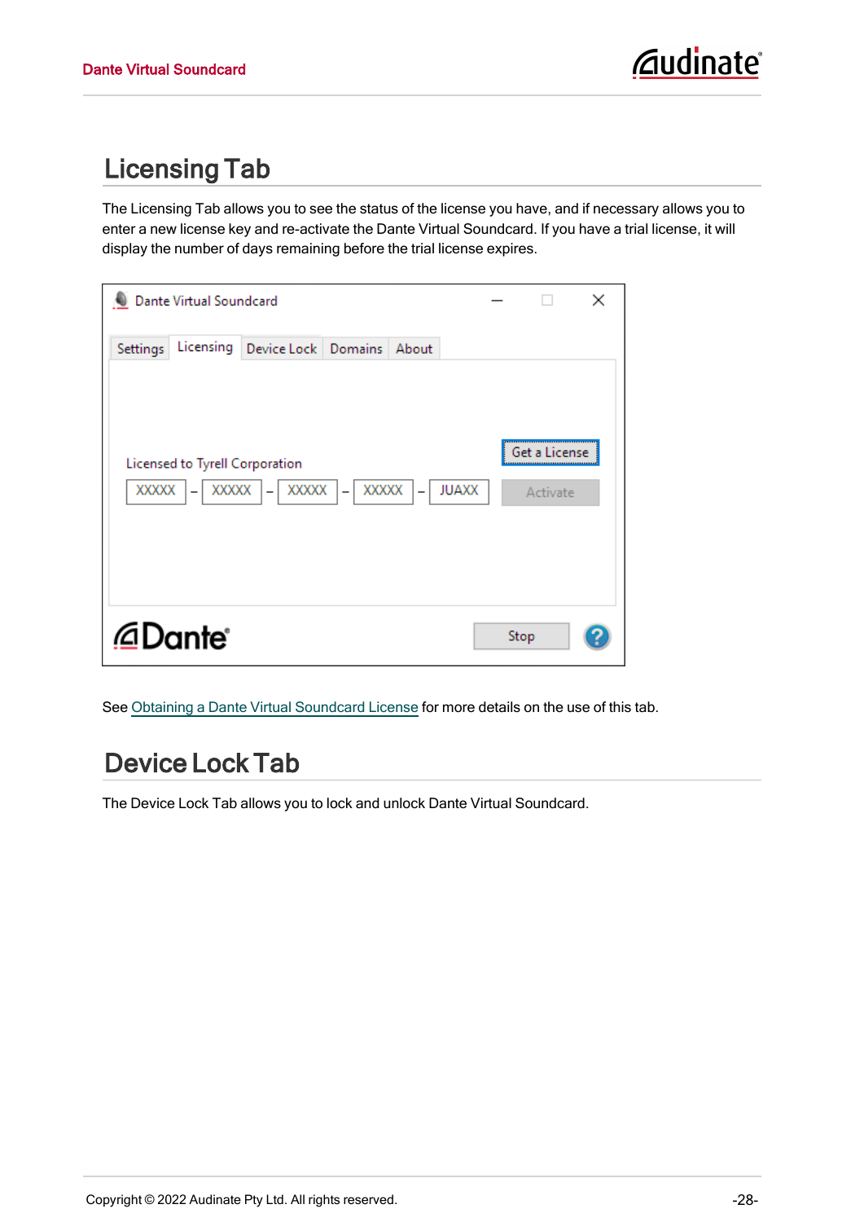## Licensing Tab

The Licensing Tab allows you to see the status of the license you have, and if necessary allows you to enter a new license key and re-activate the Dante Virtual Soundcard. If you have a trial license, it will display the number of days remaining before the trial license expires.

See Obtaining a Dante Virtual Soundcard License for more details on the use of this tab.

## Device Lock Tab

The Device Lock Tab allows you to lock and unlock Dante Virtual Soundcard.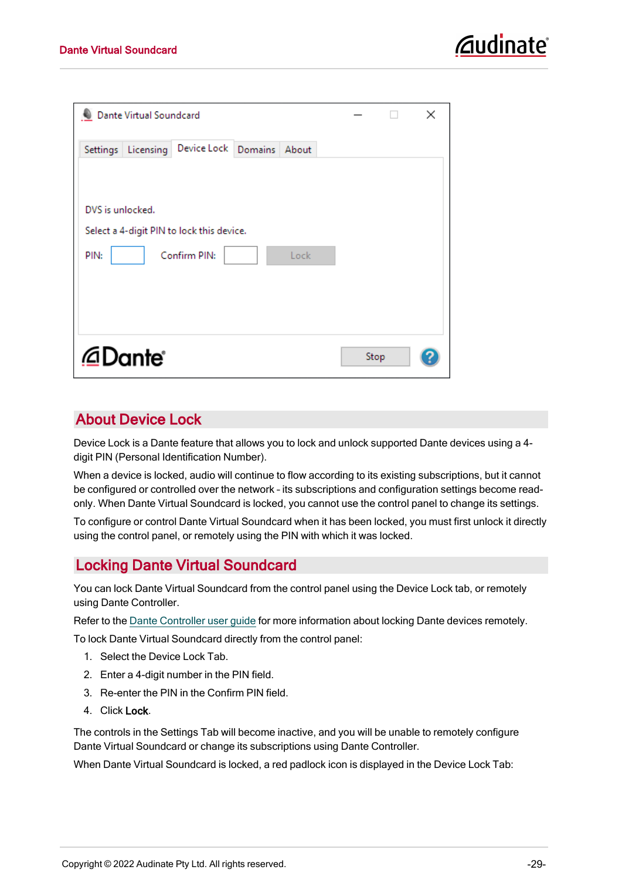## About Device Lock

Device Lock is a Dante feature that allows you to lock and unlock supported Dante devices using a 4-digit PIN (Personal Identification Number).

When a device is locked, audio will continue to flow according to its existing subscriptions, but it cannot be configured or controlled over the network - its subscriptions and configuration settings become read-only. When Dante Virtual Soundcard is locked, you cannot use the control panel to change its settings.

To configure or control Dante Virtual Soundcard when it has been locked, you must first unlock it directly using the control panel, or remotely using the PIN with which it was locked.

## Locking Dante Virtual Soundcard

You can lock Dante Virtual Soundcard from the control panel using the Device Lock tab, or remotely using Dante Controller.

Refer to the Dante Controller user guide for more information about locking Dante devices remotely.

To lock Dante Virtual Soundcard directly from the control panel:

1. Select the Device Lock Tab.
2. Enter a 4-digit number in the PIN field.
3. Re-enter the PIN in the Confirm PIN field.
4. Click **Lock**.

The controls in the Settings Tab will become inactive, and you will be unable to remotely configure Dante Virtual Soundcard or change its subscriptions using Dante Controller.

When Dante Virtual Soundcard is locked, a red padlock icon is displayed in the Device Lock Tab: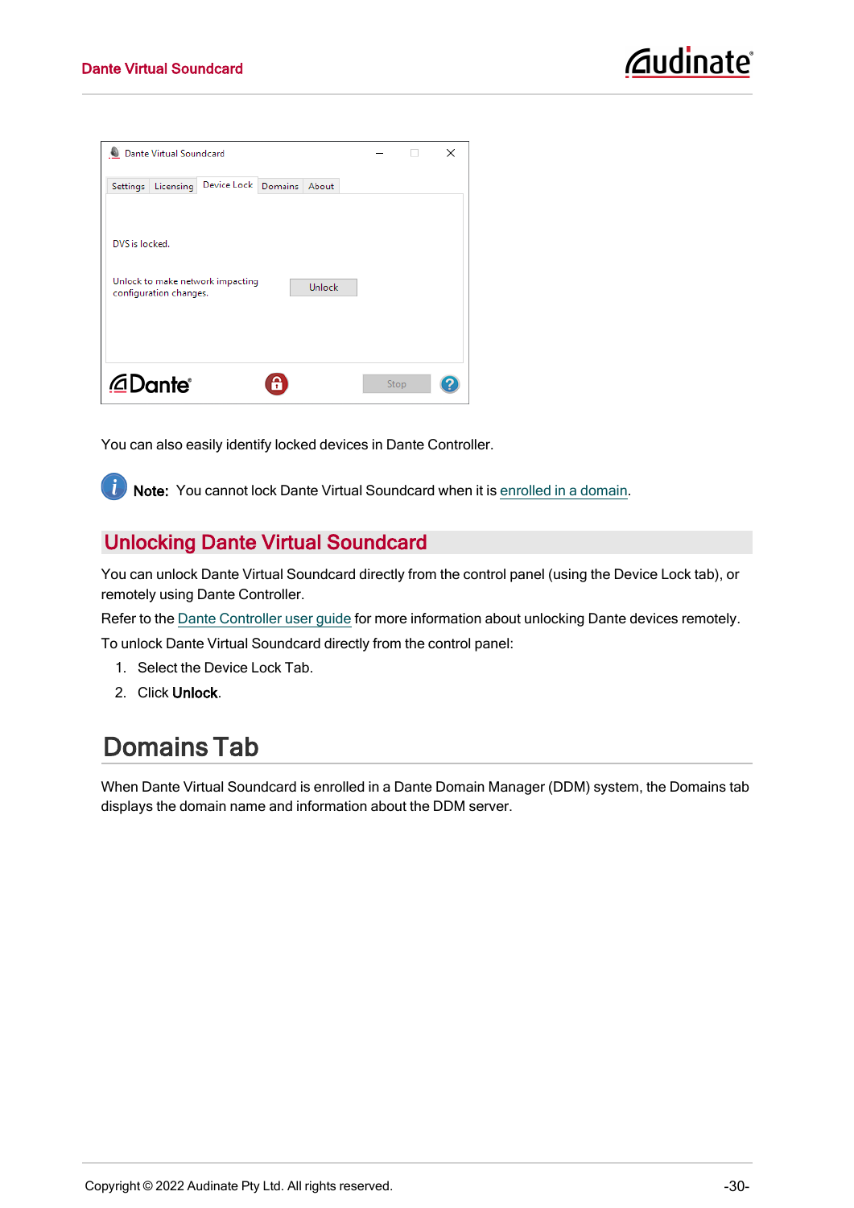You can also easily identify locked devices in Dante Controller.

**Note:** You cannot lock Dante Virtual Soundcard when it is enrolled in a domain.

## Unlocking Dante Virtual Soundcard

You can unlock Dante Virtual Soundcard directly from the control panel (using the Device Lock tab), or remotely using Dante Controller.

Refer to the Dante Controller user guide for more information about unlocking Dante devices remotely.

To unlock Dante Virtual Soundcard directly from the control panel:

1. Select the Device Lock Tab.
2. Click **Unlock**.

# Domains Tab

When Dante Virtual Soundcard is enrolled in a Dante Domain Manager (DDM) system, the Domains tab displays the domain name and information about the DDM server.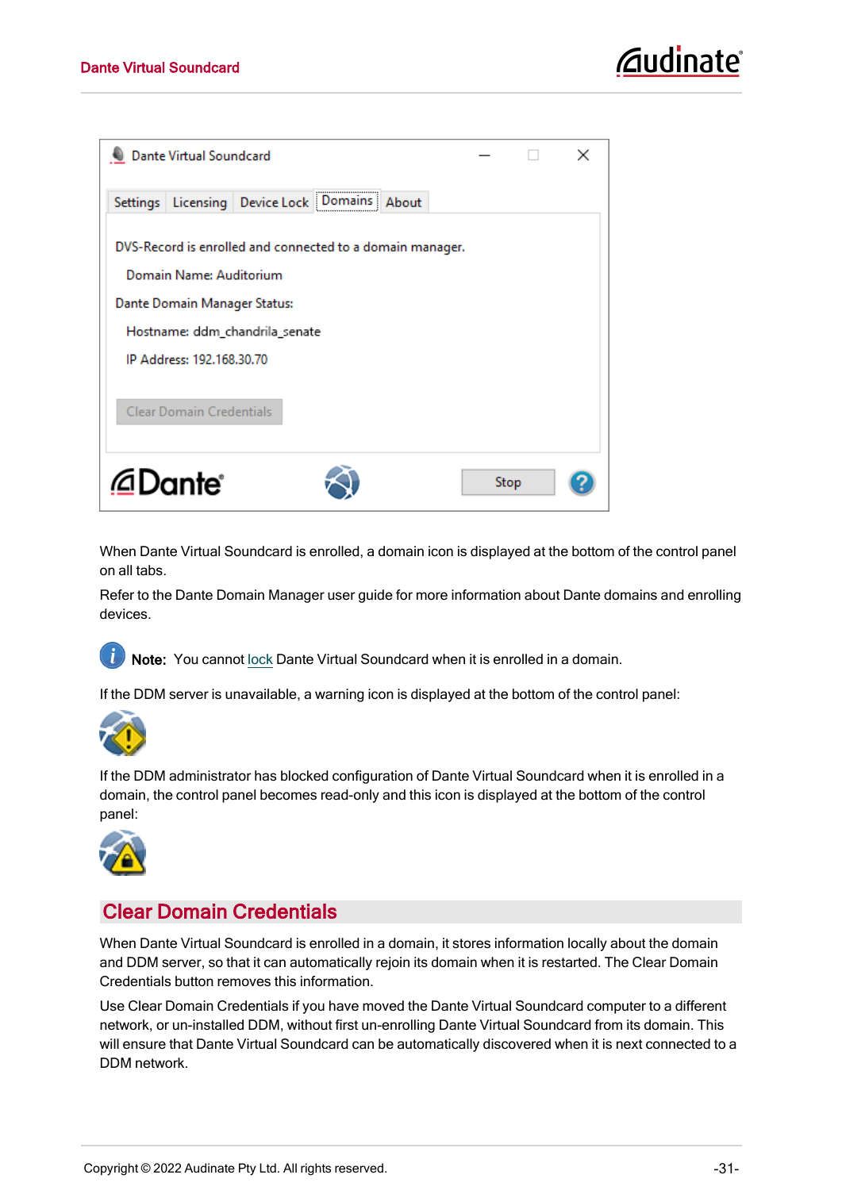When Dante Virtual Soundcard is enrolled, a domain icon is displayed at the bottom of the control panel on all tabs.

Refer to the Dante Domain Manager user guide for more information about Dante domains and enrolling devices.

**Note:** You cannot lock Dante Virtual Soundcard when it is enrolled in a domain.

If the DDM server is unavailable, a warning icon is displayed at the bottom of the control panel:

If the DDM administrator has blocked configuration of Dante Virtual Soundcard when it is enrolled in a domain, the control panel becomes read-only and this icon is displayed at the bottom of the control panel:

## Clear Domain Credentials

When Dante Virtual Soundcard is enrolled in a domain, it stores information locally about the domain and DDM server, so that it can automatically rejoin its domain when it is restarted. The Clear Domain Credentials button removes this information.

Use Clear Domain Credentials if you have moved the Dante Virtual Soundcard computer to a different network, or un-installed DDM, without first un-enrolling Dante Virtual Soundcard from its domain. This will ensure that Dante Virtual Soundcard can be automatically discovered when it is next connected to a DDM network.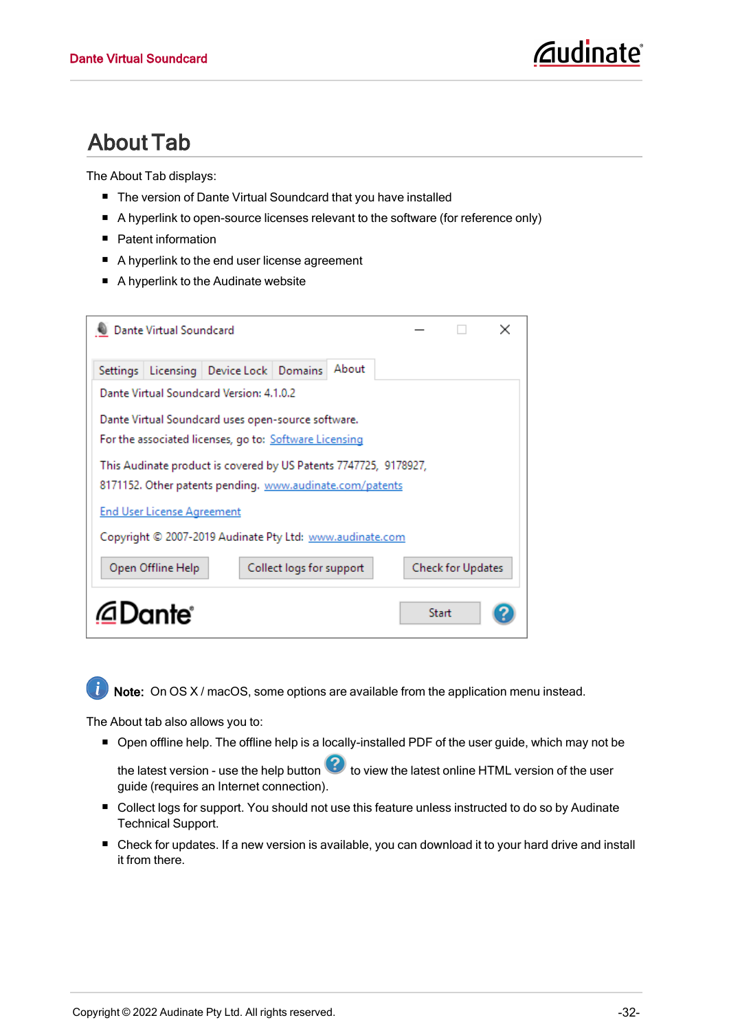## About Tab

The About Tab displays:

- The version of Dante Virtual Soundcard that you have installed
- A hyperlink to open-source licenses relevant to the software (for reference only)
- Patent information
- A hyperlink to the end user license agreement
- A hyperlink to the Audinate website

**Note:** On OS X / macOS, some options are available from the application menu instead.

The About tab also allows you to:

- Open offline help. The offline help is a locally-installed PDF of the user guide, which may not be the latest version - use the help button to view the latest online HTML version of the user guide (requires an Internet connection).
- Collect logs for support. You should not use this feature unless instructed to do so by Audinate Technical Support.
- Check for updates. If a new version is available, you can download it to your hard drive and install it from there.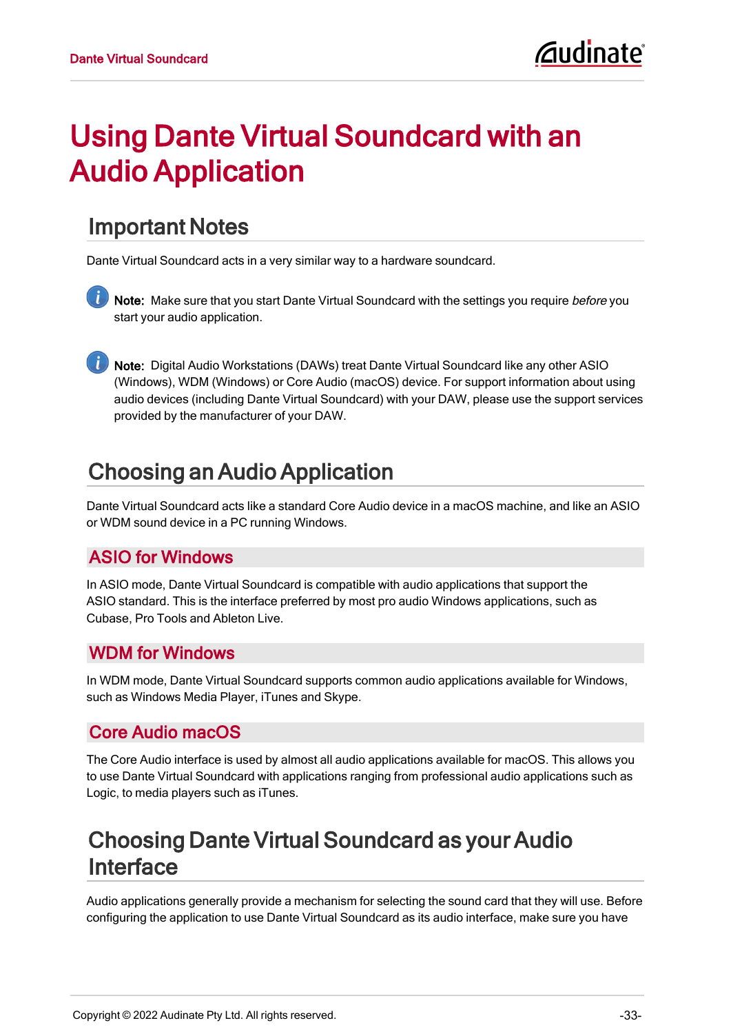# Using Dante Virtual Soundcard with an Audio Application

## Important Notes

Dante Virtual Soundcard acts in a very similar way to a hardware soundcard.

**Note:** Make sure that you start Dante Virtual Soundcard with the settings you require *before* you start your audio application.

**Note:** Digital Audio Workstations (DAWs) treat Dante Virtual Soundcard like any other ASIO (Windows), WDM (Windows) or Core Audio (macOS) device. For support information about using audio devices (including Dante Virtual Soundcard) with your DAW, please use the support services provided by the manufacturer of your DAW.

## Choosing an Audio Application

Dante Virtual Soundcard acts like a standard Core Audio device in a macOS machine, and like an ASIO or WDM sound device in a PC running Windows.

### ASIO for Windows

In ASIO mode, Dante Virtual Soundcard is compatible with audio applications that support the ASIO standard. This is the interface preferred by most pro audio Windows applications, such as Cubase, Pro Tools and Ableton Live.

### WDM for Windows

In WDM mode, Dante Virtual Soundcard supports common audio applications available for Windows, such as Windows Media Player, iTunes and Skype.

### Core Audio macOS

The Core Audio interface is used by almost all audio applications available for macOS. This allows you to use Dante Virtual Soundcard with applications ranging from professional audio applications such as Logic, to media players such as iTunes.

## Choosing Dante Virtual Soundcard as your Audio Interface

Audio applications generally provide a mechanism for selecting the sound card that they will use. Before configuring the application to use Dante Virtual Soundcard as its audio interface, make sure you have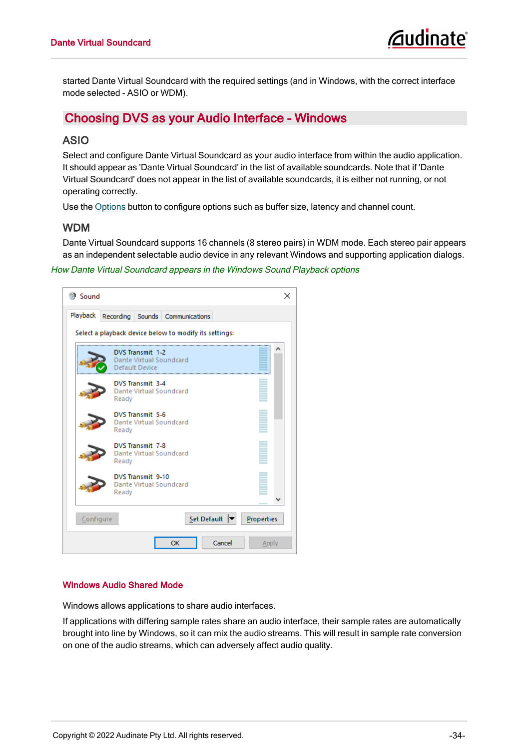started Dante Virtual Soundcard with the required settings (and in Windows, with the correct interface mode selected - ASIO or WDM).

## Choosing DVS as your Audio Interface - Windows

### ASIO

Select and configure Dante Virtual Soundcard as your audio interface from within the audio application. It should appear as 'Dante Virtual Soundcard' in the list of available soundcards. Note that if 'Dante Virtual Soundcard' does not appear in the list of available soundcards, it is either not running, or not operating correctly.

Use the Options button to configure options such as buffer size, latency and channel count.

### WDM

Dante Virtual Soundcard supports 16 channels (8 stereo pairs) in WDM mode. Each stereo pair appears as an independent selectable audio device in any relevant Windows and supporting application dialogs.

*How Dante Virtual Soundcard appears in the Windows Sound Playback options*

#### Windows Audio Shared Mode

Windows allows applications to share audio interfaces.

If applications with differing sample rates share an audio interface, their sample rates are automatically brought into line by Windows, so it can mix the audio streams. This will result in sample rate conversion on one of the audio streams, which can adversely affect audio quality.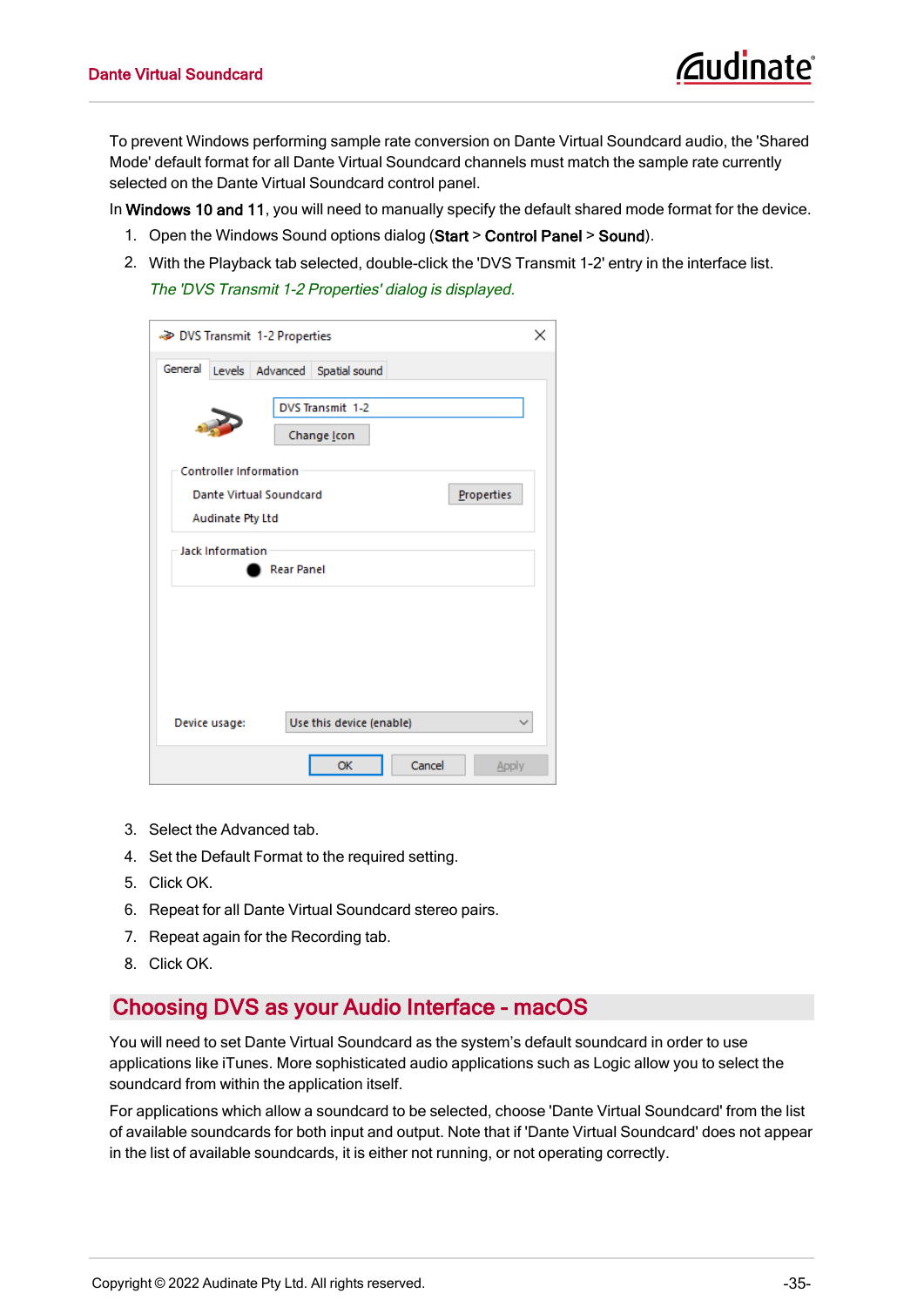To prevent Windows performing sample rate conversion on Dante Virtual Soundcard audio, the 'Shared Mode' default format for all Dante Virtual Soundcard channels must match the sample rate currently selected on the Dante Virtual Soundcard control panel.

In **Windows 10 and 11**, you will need to manually specify the default shared mode format for the device.

1. Open the Windows Sound options dialog (**Start** > **Control Panel** > **Sound**).
2. With the Playback tab selected, double-click the 'DVS Transmit 1-2' entry in the interface list.

   *The 'DVS Transmit 1-2 Properties' dialog is displayed.*

3. Select the Advanced tab.
4. Set the Default Format to the required setting.
5. Click OK.
6. Repeat for all Dante Virtual Soundcard stereo pairs.
7. Repeat again for the Recording tab.
8. Click OK.

## Choosing DVS as your Audio Interface - macOS

You will need to set Dante Virtual Soundcard as the system's default soundcard in order to use applications like iTunes. More sophisticated audio applications such as Logic allow you to select the soundcard from within the application itself.

For applications which allow a soundcard to be selected, choose 'Dante Virtual Soundcard' from the list of available soundcards for both input and output. Note that if 'Dante Virtual Soundcard' does not appear in the list of available soundcards, it is either not running, or not operating correctly.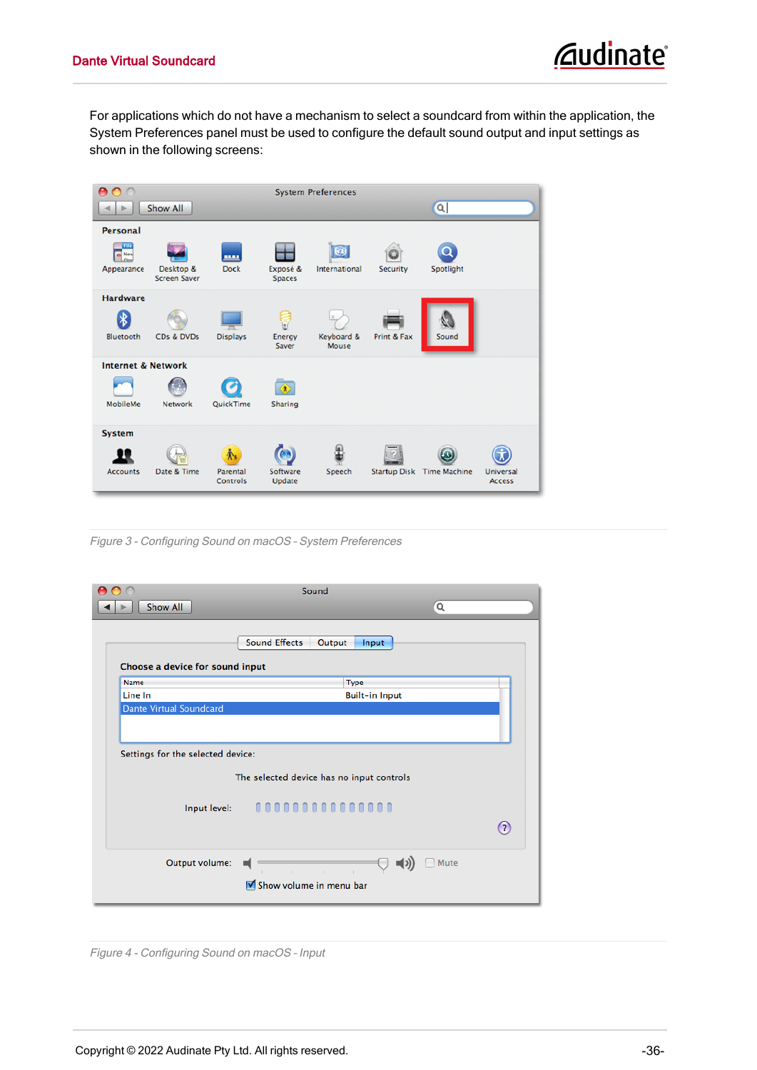For applications which do not have a mechanism to select a soundcard from within the application, the System Preferences panel must be used to configure the default sound output and input settings as shown in the following screens:

*Figure 3 - Configuring Sound on macOS - System Preferences*

*Figure 4 - Configuring Sound on macOS - Input*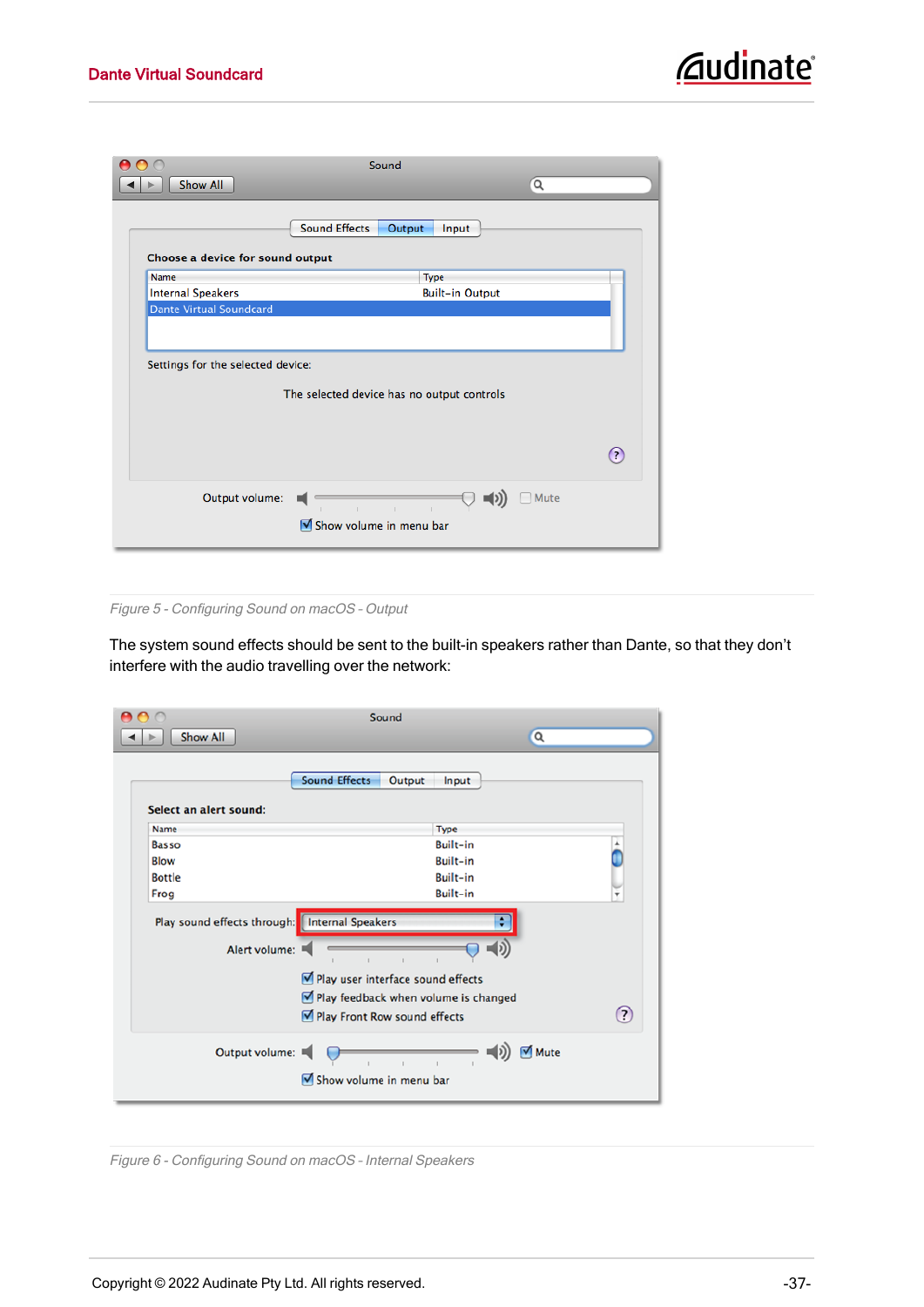*Figure 5 - Configuring Sound on macOS - Output*

The system sound effects should be sent to the built-in speakers rather than Dante, so that they don't interfere with the audio travelling over the network:

*Figure 6 - Configuring Sound on macOS - Internal Speakers*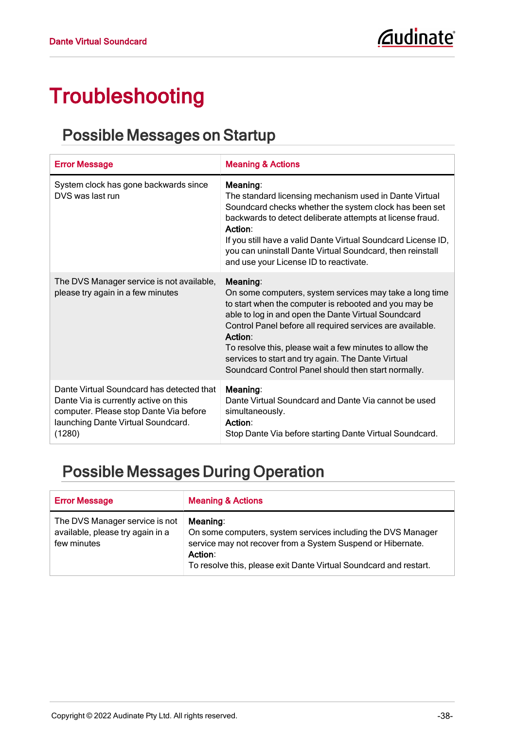# Troubleshooting

## Possible Messages on Startup

| Error Message | Meaning & Actions |
| --- | --- |
| System clock has gone backwards since DVS was last run | **Meaning**:<br>The standard licensing mechanism used in Dante Virtual Soundcard checks whether the system clock has been set backwards to detect deliberate attempts at license fraud.<br>**Action**:<br>If you still have a valid Dante Virtual Soundcard License ID, you can uninstall Dante Virtual Soundcard, then reinstall and use your License ID to reactivate. |
| The DVS Manager service is not available, please try again in a few minutes | **Meaning**:<br>On some computers, system services may take a long time to start when the computer is rebooted and you may be able to log in and open the Dante Virtual Soundcard Control Panel before all required services are available.<br>**Action**:<br>To resolve this, please wait a few minutes to allow the services to start and try again. The Dante Virtual Soundcard Control Panel should then start normally. |
| Dante Virtual Soundcard has detected that Dante Via is currently active on this computer. Please stop Dante Via before launching Dante Virtual Soundcard. (1280) | **Meaning**:<br>Dante Virtual Soundcard and Dante Via cannot be used simultaneously.<br>**Action**:<br>Stop Dante Via before starting Dante Virtual Soundcard. |

## Possible Messages During Operation

| Error Message | Meaning & Actions |
| --- | --- |
| The DVS Manager service is not available, please try again in a few minutes | **Meaning**:<br>On some computers, system services including the DVS Manager service may not recover from a System Suspend or Hibernate.<br>**Action**:<br>To resolve this, please exit Dante Virtual Soundcard and restart. |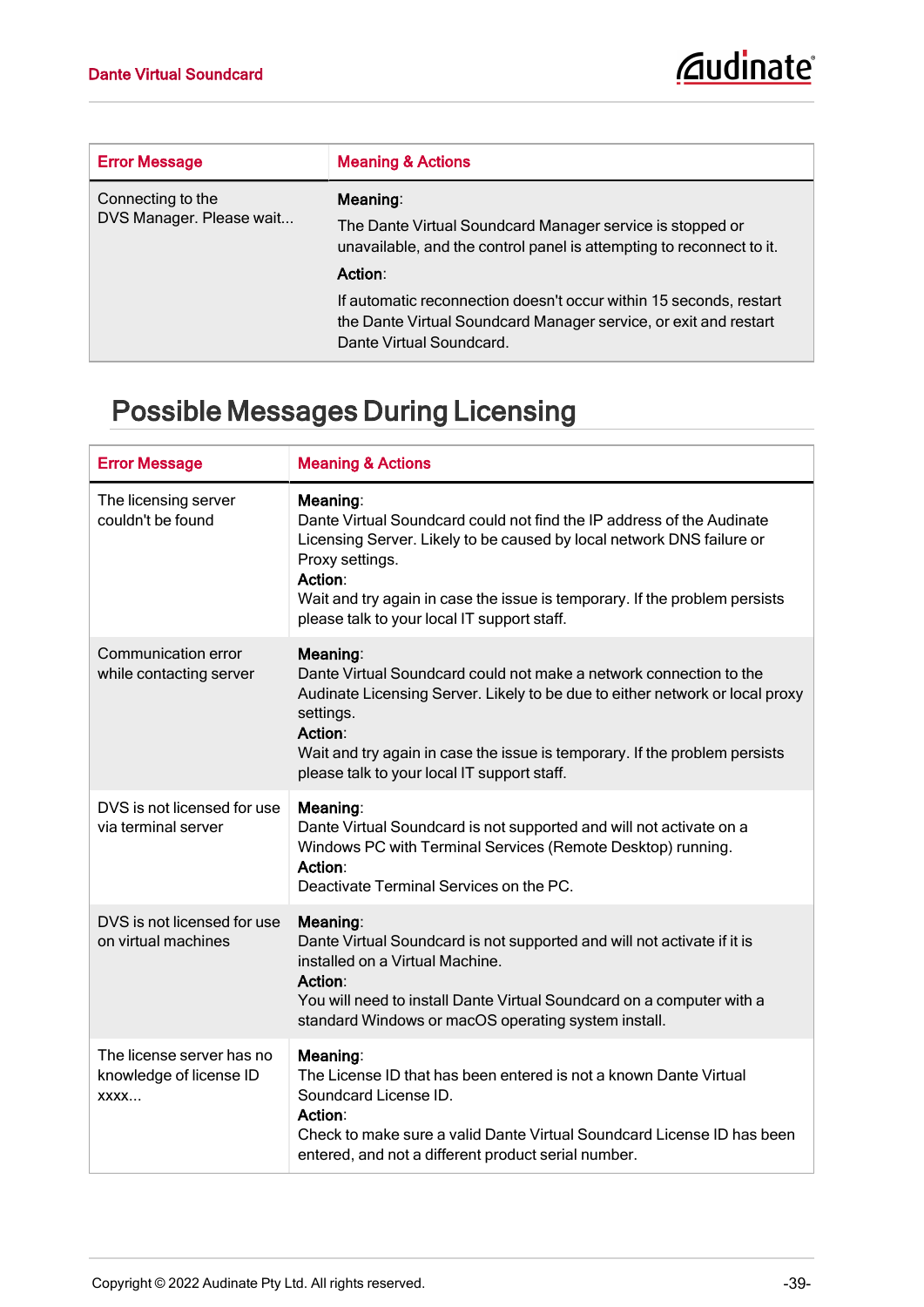| Error Message | Meaning & Actions |
|---|---|
| Connecting to the DVS Manager. Please wait... | **Meaning**: The Dante Virtual Soundcard Manager service is stopped or unavailable, and the control panel is attempting to reconnect to it. **Action**: If automatic reconnection doesn't occur within 15 seconds, restart the Dante Virtual Soundcard Manager service, or exit and restart Dante Virtual Soundcard. |

## Possible Messages During Licensing

| Error Message | Meaning & Actions |
|---|---|
| The licensing server couldn't be found | **Meaning**: Dante Virtual Soundcard could not find the IP address of the Audinate Licensing Server. Likely to be caused by local network DNS failure or Proxy settings. **Action**: Wait and try again in case the issue is temporary. If the problem persists please talk to your local IT support staff. |
| Communication error while contacting server | **Meaning**: Dante Virtual Soundcard could not make a network connection to the Audinate Licensing Server. Likely to be due to either network or local proxy settings. **Action**: Wait and try again in case the issue is temporary. If the problem persists please talk to your local IT support staff. |
| DVS is not licensed for use via terminal server | **Meaning**: Dante Virtual Soundcard is not supported and will not activate on a Windows PC with Terminal Services (Remote Desktop) running. **Action**: Deactivate Terminal Services on the PC. |
| DVS is not licensed for use on virtual machines | **Meaning**: Dante Virtual Soundcard is not supported and will not activate if it is installed on a Virtual Machine. **Action**: You will need to install Dante Virtual Soundcard on a computer with a standard Windows or macOS operating system install. |
| The license server has no knowledge of license ID xxxx... | **Meaning**: The License ID that has been entered is not a known Dante Virtual Soundcard License ID. **Action**: Check to make sure a valid Dante Virtual Soundcard License ID has been entered, and not a different product serial number. |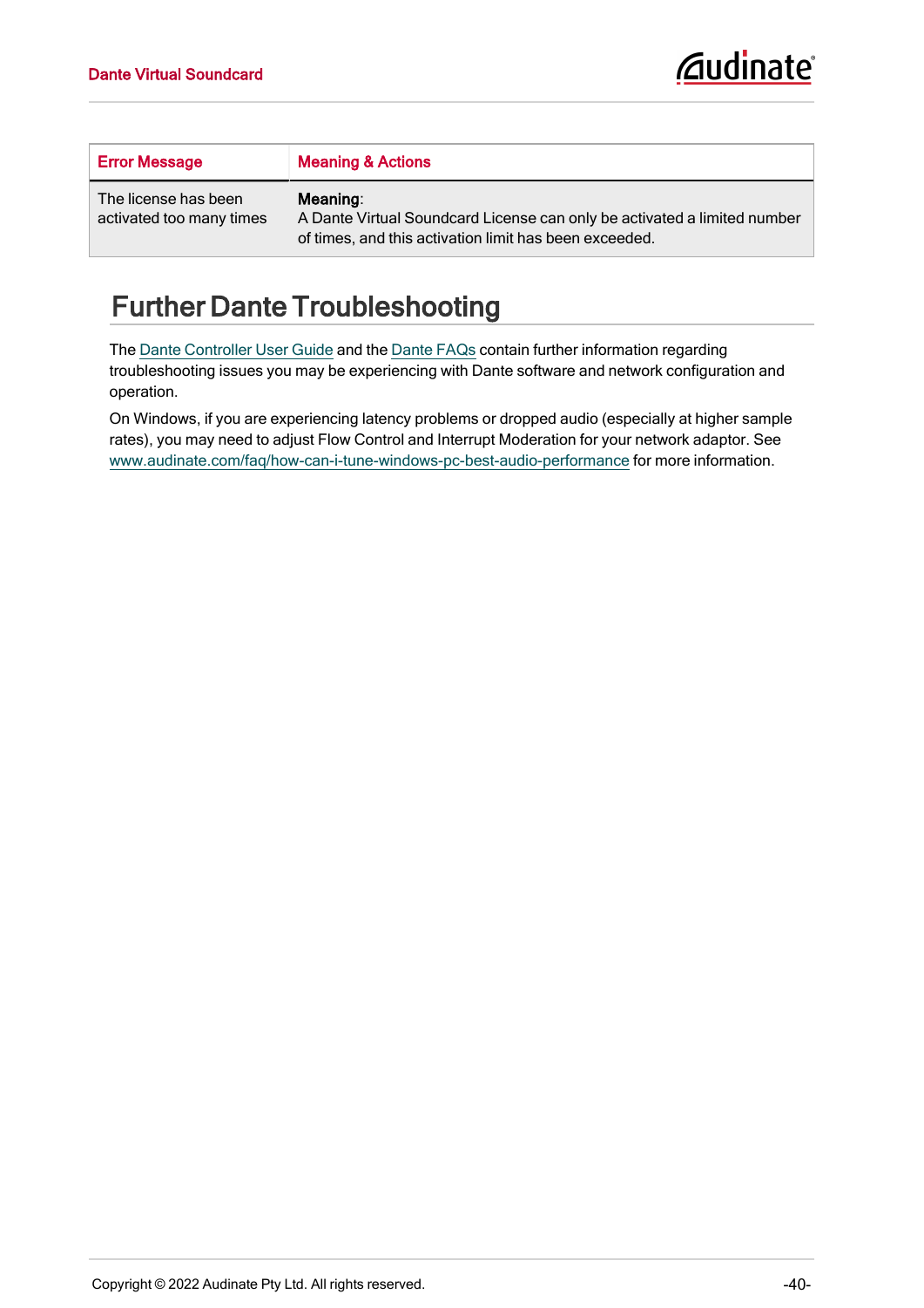| Error Message | Meaning & Actions |
| --- | --- |
| The license has been activated too many times | **Meaning**: A Dante Virtual Soundcard License can only be activated a limited number of times, and this activation limit has been exceeded. |

# Further Dante Troubleshooting

The Dante Controller User Guide and the Dante FAQs contain further information regarding troubleshooting issues you may be experiencing with Dante software and network configuration and operation.

On Windows, if you are experiencing latency problems or dropped audio (especially at higher sample rates), you may need to adjust Flow Control and Interrupt Moderation for your network adaptor. See www.audinate.com/faq/how-can-i-tune-windows-pc-best-audio-performance for more information.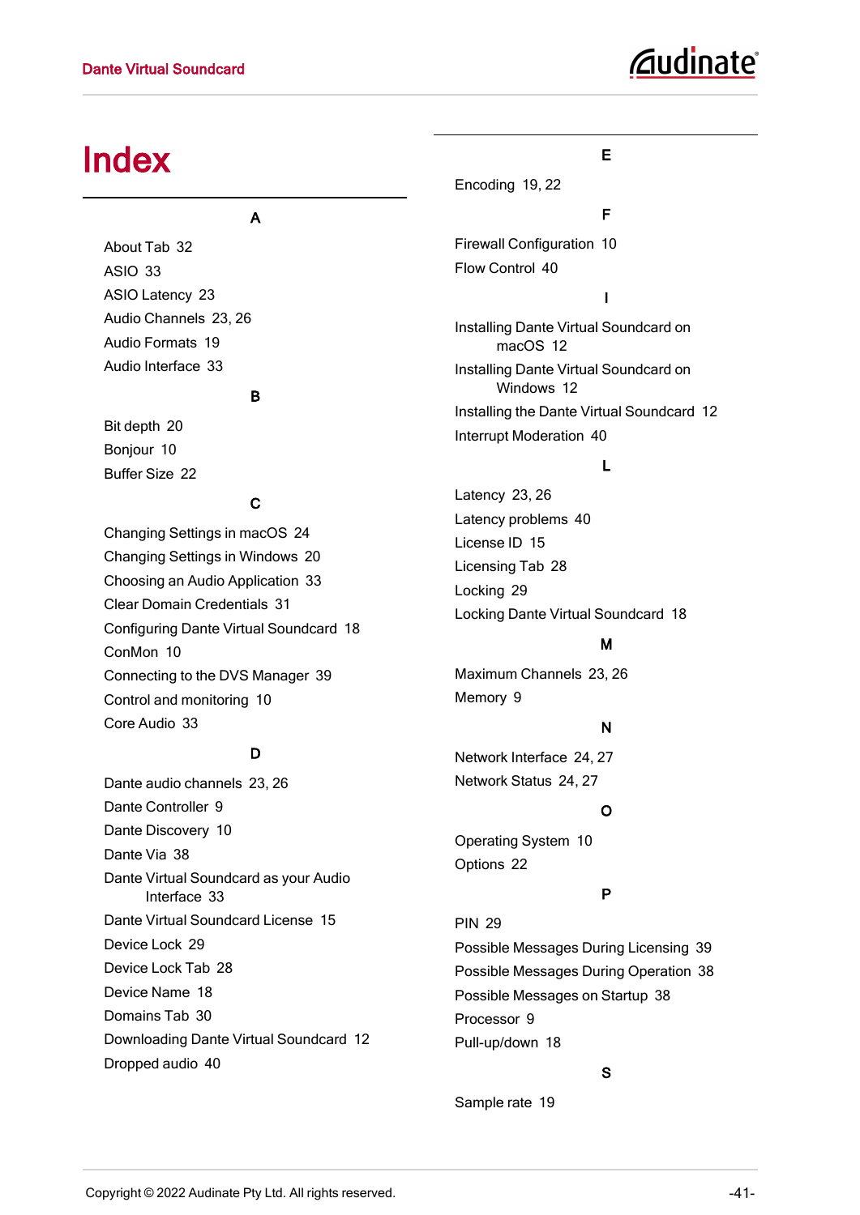# Index

## A

About Tab 32

ASIO 33

ASIO Latency 23

Audio Channels 23, 26

Audio Formats 19

Audio Interface 33

## B

Bit depth 20

Bonjour 10

Buffer Size 22

## C

Changing Settings in macOS 24

Changing Settings in Windows 20

Choosing an Audio Application 33

Clear Domain Credentials 31

Configuring Dante Virtual Soundcard 18

ConMon 10

Connecting to the DVS Manager 39

Control and monitoring 10

Core Audio 33

## D

Dante audio channels 23, 26

Dante Controller 9

Dante Discovery 10

Dante Via 38

Dante Virtual Soundcard as your Audio Interface 33

Dante Virtual Soundcard License 15

Device Lock 29

Device Lock Tab 28

Device Name 18

Domains Tab 30

Downloading Dante Virtual Soundcard 12

Dropped audio 40

## E

Encoding 19, 22

## F

Firewall Configuration 10

Flow Control 40

## I

Installing Dante Virtual Soundcard on macOS 12

Installing Dante Virtual Soundcard on Windows 12

Installing the Dante Virtual Soundcard 12

Interrupt Moderation 40

## L

Latency 23, 26

Latency problems 40

License ID 15

Licensing Tab 28

Locking 29

Locking Dante Virtual Soundcard 18

## M

Maximum Channels 23, 26

Memory 9

## N

Network Interface 24, 27

Network Status 24, 27

## O

Operating System 10

Options 22

## P

PIN 29

Possible Messages During Licensing 39

Possible Messages During Operation 38

Possible Messages on Startup 38

Processor 9

Pull-up/down 18

## S

Sample rate 19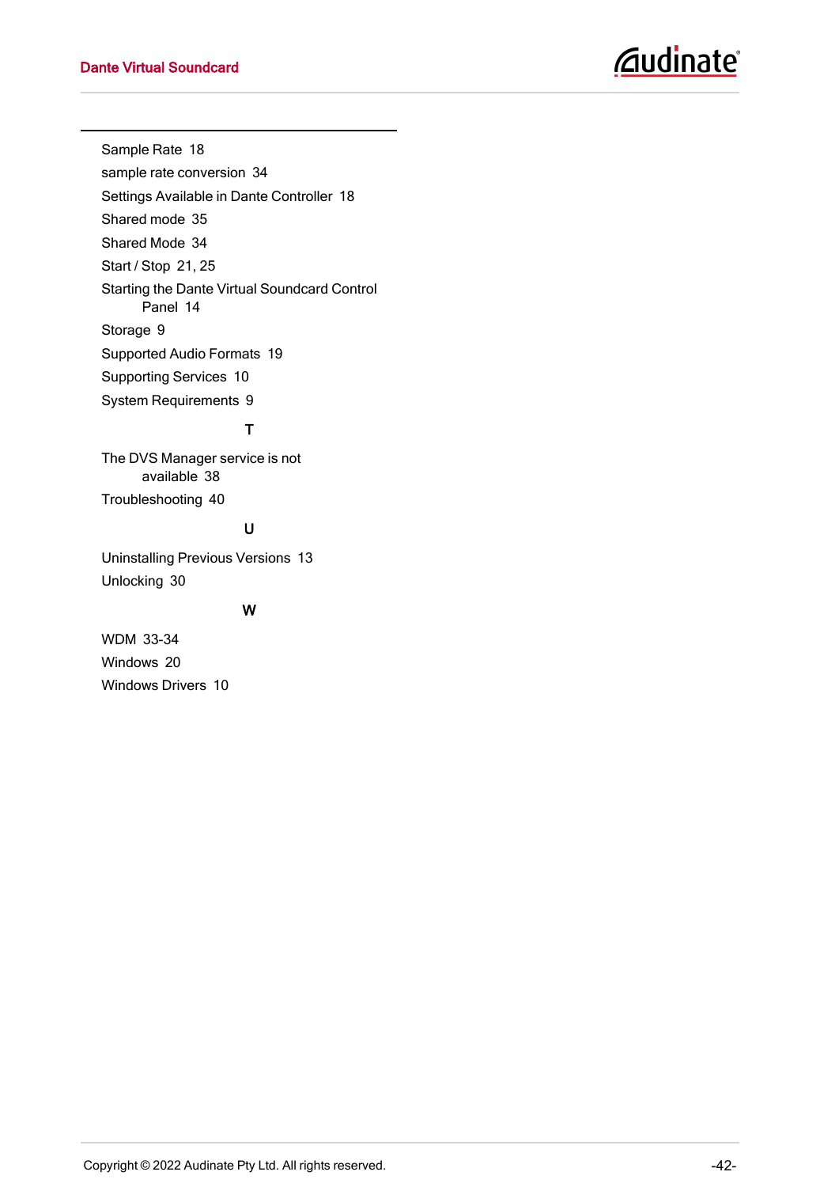Sample Rate 18

sample rate conversion 34

Settings Available in Dante Controller 18

Shared mode 35

Shared Mode 34

Start / Stop 21, 25

Starting the Dante Virtual Soundcard Control Panel 14

Storage 9

Supported Audio Formats 19

Supporting Services 10

System Requirements 9

### T

The DVS Manager service is not available 38

Troubleshooting 40

### U

Uninstalling Previous Versions 13

Unlocking 30

### W

WDM 33-34

Windows 20

Windows Drivers 10